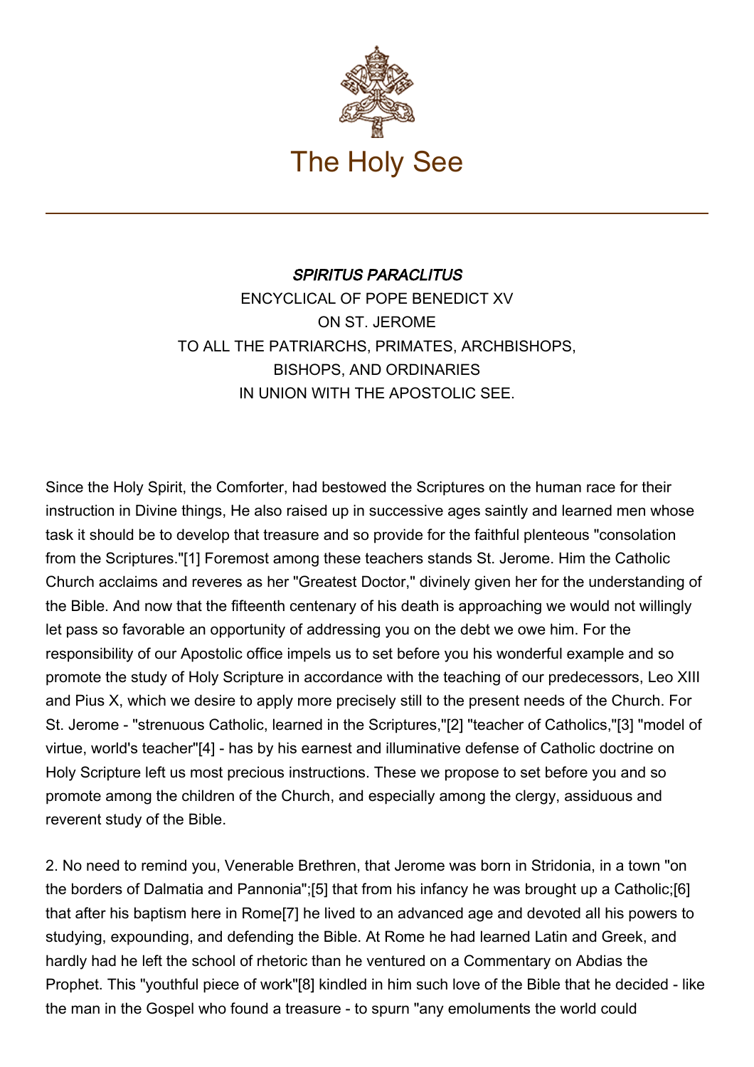The Holy See

***SPIRITUS PARACLITUS***
ENCYCLICAL OF POPE BENEDICT XV
ON ST. JEROME
TO ALL THE PATRIARCHS, PRIMATES, ARCHBISHOPS,
BISHOPS, AND ORDINARIES
IN UNION WITH THE APOSTOLIC SEE.

Since the Holy Spirit, the Comforter, had bestowed the Scriptures on the human race for their instruction in Divine things, He also raised up in successive ages saintly and learned men whose task it should be to develop that treasure and so provide for the faithful plenteous "consolation from the Scriptures."[1] Foremost among these teachers stands St. Jerome. Him the Catholic Church acclaims and reveres as her "Greatest Doctor," divinely given her for the understanding of the Bible. And now that the fifteenth centenary of his death is approaching we would not willingly let pass so favorable an opportunity of addressing you on the debt we owe him. For the responsibility of our Apostolic office impels us to set before you his wonderful example and so promote the study of Holy Scripture in accordance with the teaching of our predecessors, Leo XIII and Pius X, which we desire to apply more precisely still to the present needs of the Church. For St. Jerome - "strenuous Catholic, learned in the Scriptures,"[2] "teacher of Catholics,"[3] "model of virtue, world's teacher"[4] - has by his earnest and illuminative defense of Catholic doctrine on Holy Scripture left us most precious instructions. These we propose to set before you and so promote among the children of the Church, and especially among the clergy, assiduous and reverent study of the Bible.

2. No need to remind you, Venerable Brethren, that Jerome was born in Stridonia, in a town "on the borders of Dalmatia and Pannonia";[5] that from his infancy he was brought up a Catholic;[6] that after his baptism here in Rome[7] he lived to an advanced age and devoted all his powers to studying, expounding, and defending the Bible. At Rome he had learned Latin and Greek, and hardly had he left the school of rhetoric than he ventured on a Commentary on Abdias the Prophet. This "youthful piece of work"[8] kindled in him such love of the Bible that he decided - like the man in the Gospel who found a treasure - to spurn "any emoluments the world could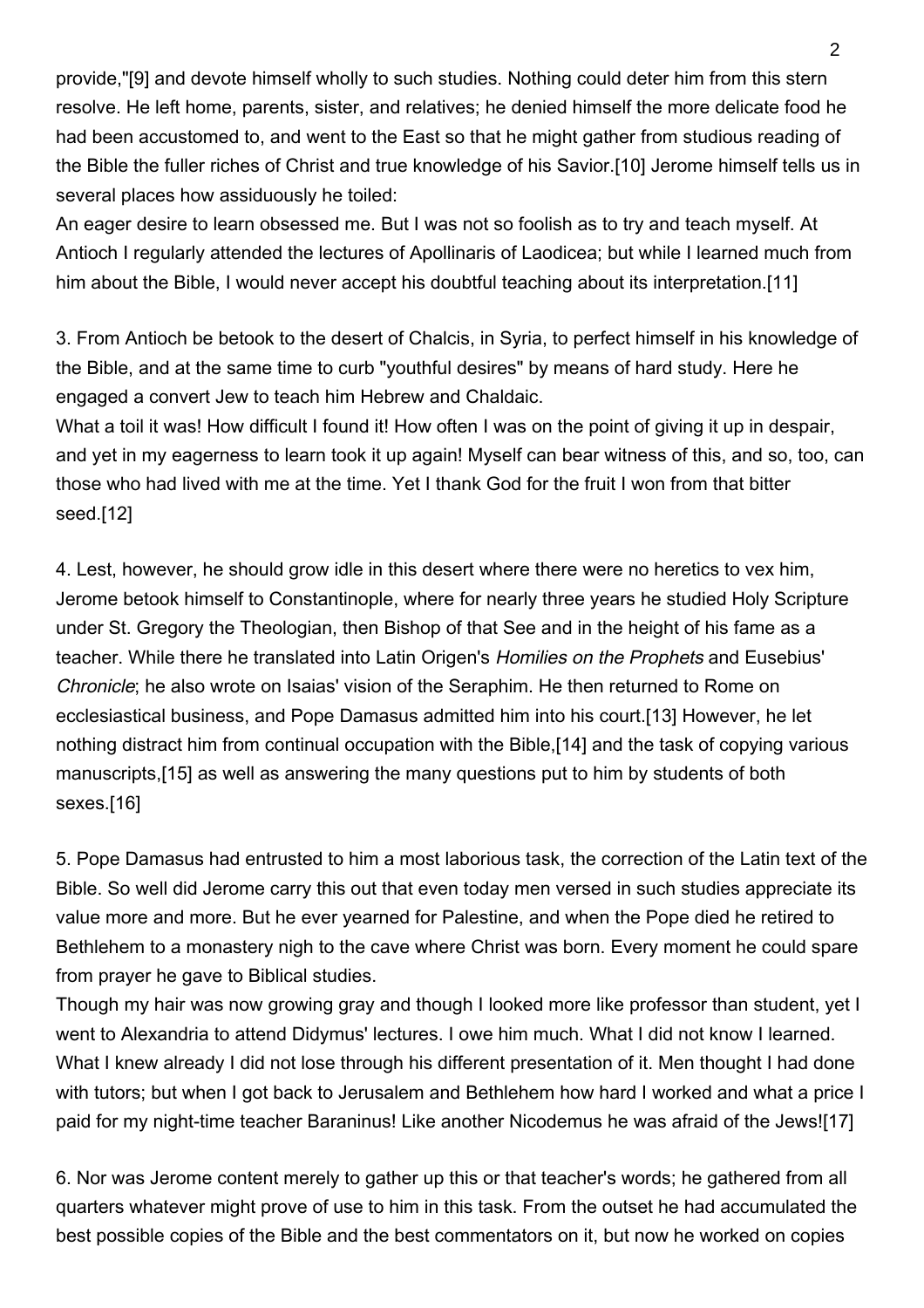provide,"[9] and devote himself wholly to such studies. Nothing could deter him from this stern resolve. He left home, parents, sister, and relatives; he denied himself the more delicate food he had been accustomed to, and went to the East so that he might gather from studious reading of the Bible the fuller riches of Christ and true knowledge of his Savior.[10] Jerome himself tells us in several places how assiduously he toiled:

An eager desire to learn obsessed me. But I was not so foolish as to try and teach myself. At Antioch I regularly attended the lectures of Apollinaris of Laodicea; but while I learned much from him about the Bible, I would never accept his doubtful teaching about its interpretation.[11]

3. From Antioch be betook to the desert of Chalcis, in Syria, to perfect himself in his knowledge of the Bible, and at the same time to curb "youthful desires" by means of hard study. Here he engaged a convert Jew to teach him Hebrew and Chaldaic.

What a toil it was! How difficult I found it! How often I was on the point of giving it up in despair, and yet in my eagerness to learn took it up again! Myself can bear witness of this, and so, too, can those who had lived with me at the time. Yet I thank God for the fruit I won from that bitter seed.[12]

4. Lest, however, he should grow idle in this desert where there were no heretics to vex him, Jerome betook himself to Constantinople, where for nearly three years he studied Holy Scripture under St. Gregory the Theologian, then Bishop of that See and in the height of his fame as a teacher. While there he translated into Latin Origen's *Homilies on the Prophets* and Eusebius' *Chronicle*; he also wrote on Isaias' vision of the Seraphim. He then returned to Rome on ecclesiastical business, and Pope Damasus admitted him into his court.[13] However, he let nothing distract him from continual occupation with the Bible,[14] and the task of copying various manuscripts,[15] as well as answering the many questions put to him by students of both sexes.[16]

5. Pope Damasus had entrusted to him a most laborious task, the correction of the Latin text of the Bible. So well did Jerome carry this out that even today men versed in such studies appreciate its value more and more. But he ever yearned for Palestine, and when the Pope died he retired to Bethlehem to a monastery nigh to the cave where Christ was born. Every moment he could spare from prayer he gave to Biblical studies.

Though my hair was now growing gray and though I looked more like professor than student, yet I went to Alexandria to attend Didymus' lectures. I owe him much. What I did not know I learned. What I knew already I did not lose through his different presentation of it. Men thought I had done with tutors; but when I got back to Jerusalem and Bethlehem how hard I worked and what a price I paid for my night-time teacher Baraninus! Like another Nicodemus he was afraid of the Jews![17]

6. Nor was Jerome content merely to gather up this or that teacher's words; he gathered from all quarters whatever might prove of use to him in this task. From the outset he had accumulated the best possible copies of the Bible and the best commentators on it, but now he worked on copies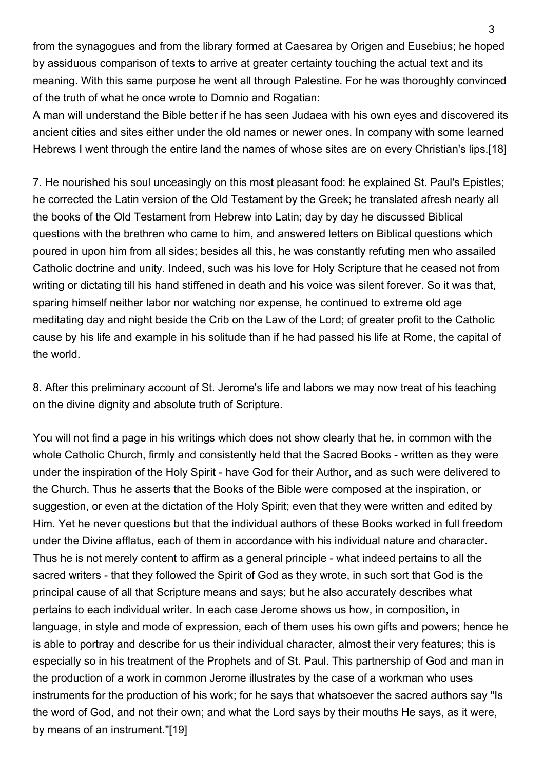from the synagogues and from the library formed at Caesarea by Origen and Eusebius; he hoped by assiduous comparison of texts to arrive at greater certainty touching the actual text and its meaning. With this same purpose he went all through Palestine. For he was thoroughly convinced of the truth of what he once wrote to Domnio and Rogatian:

A man will understand the Bible better if he has seen Judaea with his own eyes and discovered its ancient cities and sites either under the old names or newer ones. In company with some learned Hebrews I went through the entire land the names of whose sites are on every Christian's lips.[18]

7. He nourished his soul unceasingly on this most pleasant food: he explained St. Paul's Epistles; he corrected the Latin version of the Old Testament by the Greek; he translated afresh nearly all the books of the Old Testament from Hebrew into Latin; day by day he discussed Biblical questions with the brethren who came to him, and answered letters on Biblical questions which poured in upon him from all sides; besides all this, he was constantly refuting men who assailed Catholic doctrine and unity. Indeed, such was his love for Holy Scripture that he ceased not from writing or dictating till his hand stiffened in death and his voice was silent forever. So it was that, sparing himself neither labor nor watching nor expense, he continued to extreme old age meditating day and night beside the Crib on the Law of the Lord; of greater profit to the Catholic cause by his life and example in his solitude than if he had passed his life at Rome, the capital of the world.

8. After this preliminary account of St. Jerome's life and labors we may now treat of his teaching on the divine dignity and absolute truth of Scripture.

You will not find a page in his writings which does not show clearly that he, in common with the whole Catholic Church, firmly and consistently held that the Sacred Books - written as they were under the inspiration of the Holy Spirit - have God for their Author, and as such were delivered to the Church. Thus he asserts that the Books of the Bible were composed at the inspiration, or suggestion, or even at the dictation of the Holy Spirit; even that they were written and edited by Him. Yet he never questions but that the individual authors of these Books worked in full freedom under the Divine afflatus, each of them in accordance with his individual nature and character. Thus he is not merely content to affirm as a general principle - what indeed pertains to all the sacred writers - that they followed the Spirit of God as they wrote, in such sort that God is the principal cause of all that Scripture means and says; but he also accurately describes what pertains to each individual writer. In each case Jerome shows us how, in composition, in language, in style and mode of expression, each of them uses his own gifts and powers; hence he is able to portray and describe for us their individual character, almost their very features; this is especially so in his treatment of the Prophets and of St. Paul. This partnership of God and man in the production of a work in common Jerome illustrates by the case of a workman who uses instruments for the production of his work; for he says that whatsoever the sacred authors say "Is the word of God, and not their own; and what the Lord says by their mouths He says, as it were, by means of an instrument."[19]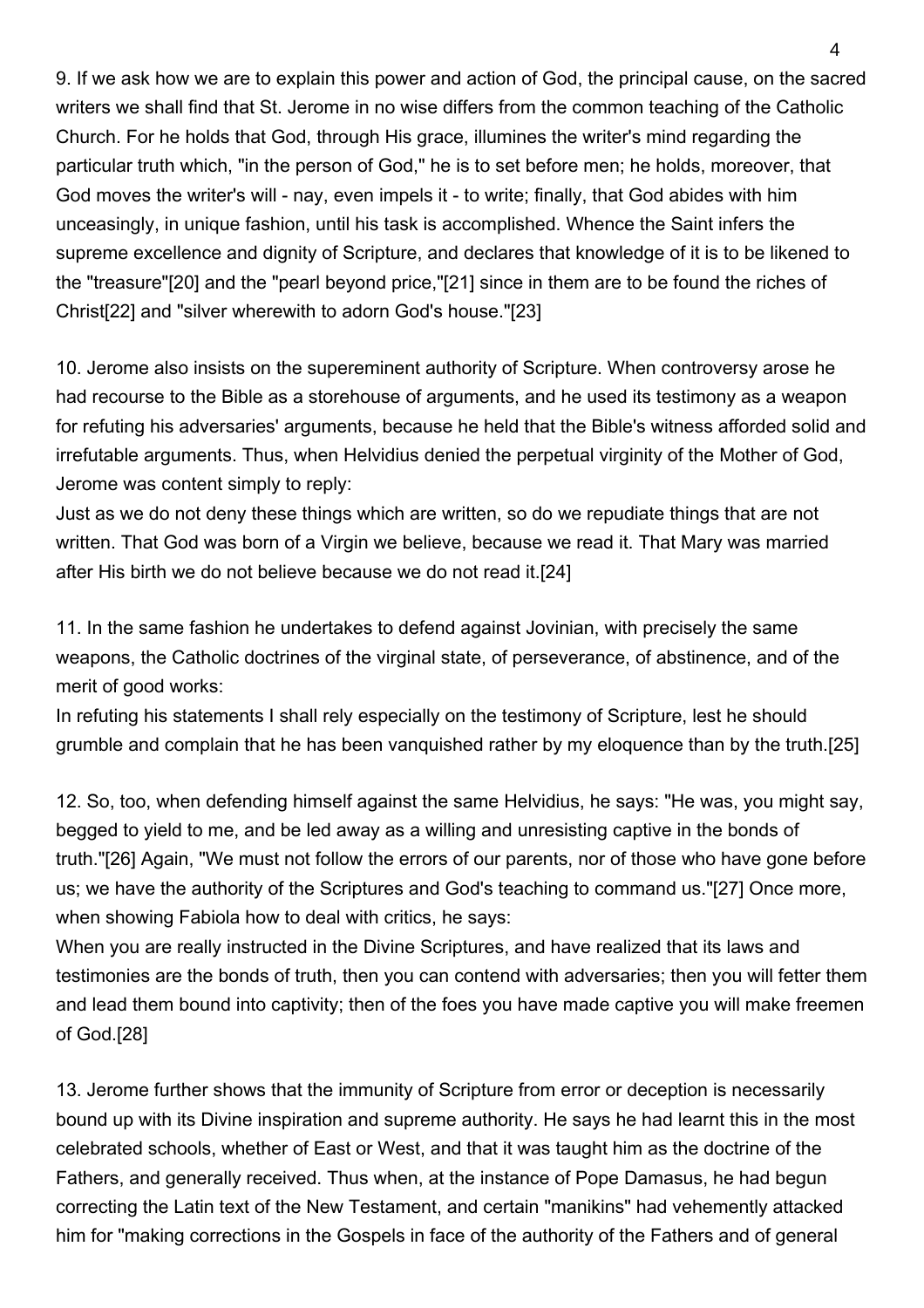9. If we ask how we are to explain this power and action of God, the principal cause, on the sacred writers we shall find that St. Jerome in no wise differs from the common teaching of the Catholic Church. For he holds that God, through His grace, illumines the writer's mind regarding the particular truth which, "in the person of God," he is to set before men; he holds, moreover, that God moves the writer's will - nay, even impels it - to write; finally, that God abides with him unceasingly, in unique fashion, until his task is accomplished. Whence the Saint infers the supreme excellence and dignity of Scripture, and declares that knowledge of it is to be likened to the "treasure"[20] and the "pearl beyond price,"[21] since in them are to be found the riches of Christ[22] and "silver wherewith to adorn God's house."[23]

10. Jerome also insists on the supereminent authority of Scripture. When controversy arose he had recourse to the Bible as a storehouse of arguments, and he used its testimony as a weapon for refuting his adversaries' arguments, because he held that the Bible's witness afforded solid and irrefutable arguments. Thus, when Helvidius denied the perpetual virginity of the Mother of God, Jerome was content simply to reply:

Just as we do not deny these things which are written, so do we repudiate things that are not written. That God was born of a Virgin we believe, because we read it. That Mary was married after His birth we do not believe because we do not read it.[24]

11. In the same fashion he undertakes to defend against Jovinian, with precisely the same weapons, the Catholic doctrines of the virginal state, of perseverance, of abstinence, and of the merit of good works:

In refuting his statements I shall rely especially on the testimony of Scripture, lest he should grumble and complain that he has been vanquished rather by my eloquence than by the truth.[25]

12. So, too, when defending himself against the same Helvidius, he says: "He was, you might say, begged to yield to me, and be led away as a willing and unresisting captive in the bonds of truth."[26] Again, "We must not follow the errors of our parents, nor of those who have gone before us; we have the authority of the Scriptures and God's teaching to command us."[27] Once more, when showing Fabiola how to deal with critics, he says:

When you are really instructed in the Divine Scriptures, and have realized that its laws and testimonies are the bonds of truth, then you can contend with adversaries; then you will fetter them and lead them bound into captivity; then of the foes you have made captive you will make freemen of God.[28]

13. Jerome further shows that the immunity of Scripture from error or deception is necessarily bound up with its Divine inspiration and supreme authority. He says he had learnt this in the most celebrated schools, whether of East or West, and that it was taught him as the doctrine of the Fathers, and generally received. Thus when, at the instance of Pope Damasus, he had begun correcting the Latin text of the New Testament, and certain "manikins" had vehemently attacked him for "making corrections in the Gospels in face of the authority of the Fathers and of general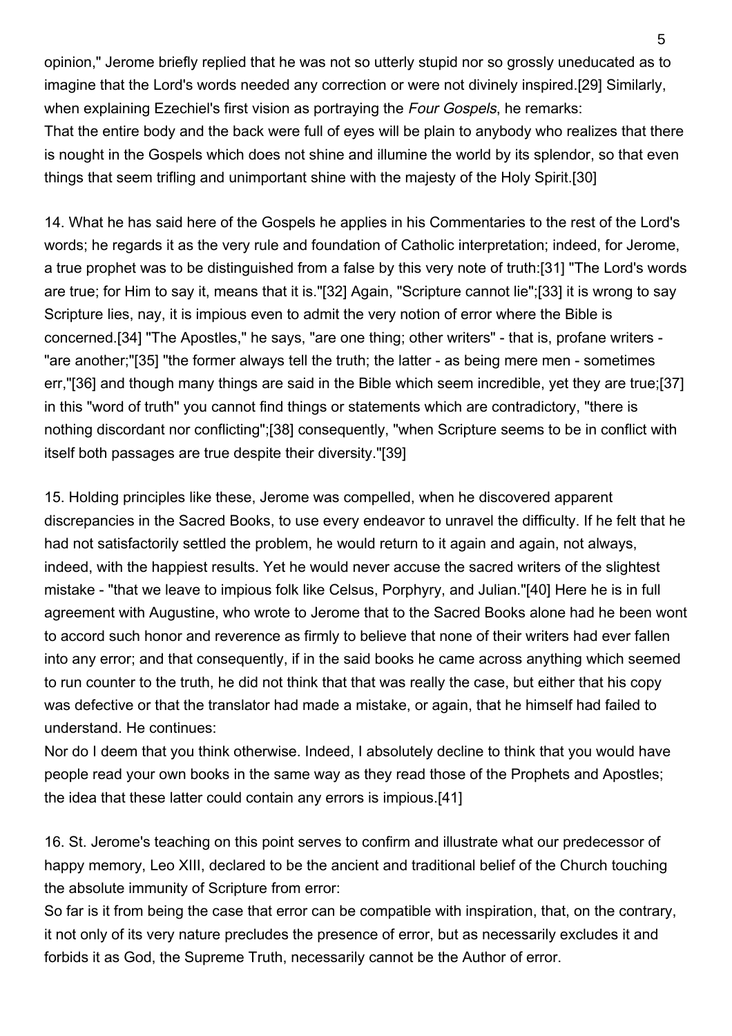opinion," Jerome briefly replied that he was not so utterly stupid nor so grossly uneducated as to imagine that the Lord's words needed any correction or were not divinely inspired.[29] Similarly, when explaining Ezechiel's first vision as portraying the *Four Gospels*, he remarks:
That the entire body and the back were full of eyes will be plain to anybody who realizes that there is nought in the Gospels which does not shine and illumine the world by its splendor, so that even things that seem trifling and unimportant shine with the majesty of the Holy Spirit.[30]

14. What he has said here of the Gospels he applies in his Commentaries to the rest of the Lord's words; he regards it as the very rule and foundation of Catholic interpretation; indeed, for Jerome, a true prophet was to be distinguished from a false by this very note of truth:[31] "The Lord's words are true; for Him to say it, means that it is."[32] Again, "Scripture cannot lie";[33] it is wrong to say Scripture lies, nay, it is impious even to admit the very notion of error where the Bible is concerned.[34] "The Apostles," he says, "are one thing; other writers" - that is, profane writers - "are another;"[35] "the former always tell the truth; the latter - as being mere men - sometimes err,"[36] and though many things are said in the Bible which seem incredible, yet they are true;[37] in this "word of truth" you cannot find things or statements which are contradictory, "there is nothing discordant nor conflicting";[38] consequently, "when Scripture seems to be in conflict with itself both passages are true despite their diversity."[39]

15. Holding principles like these, Jerome was compelled, when he discovered apparent discrepancies in the Sacred Books, to use every endeavor to unravel the difficulty. If he felt that he had not satisfactorily settled the problem, he would return to it again and again, not always, indeed, with the happiest results. Yet he would never accuse the sacred writers of the slightest mistake - "that we leave to impious folk like Celsus, Porphyry, and Julian."[40] Here he is in full agreement with Augustine, who wrote to Jerome that to the Sacred Books alone had he been wont to accord such honor and reverence as firmly to believe that none of their writers had ever fallen into any error; and that consequently, if in the said books he came across anything which seemed to run counter to the truth, he did not think that that was really the case, but either that his copy was defective or that the translator had made a mistake, or again, that he himself had failed to understand. He continues:
Nor do I deem that you think otherwise. Indeed, I absolutely decline to think that you would have people read your own books in the same way as they read those of the Prophets and Apostles; the idea that these latter could contain any errors is impious.[41]

16. St. Jerome's teaching on this point serves to confirm and illustrate what our predecessor of happy memory, Leo XIII, declared to be the ancient and traditional belief of the Church touching the absolute immunity of Scripture from error:
So far is it from being the case that error can be compatible with inspiration, that, on the contrary, it not only of its very nature precludes the presence of error, but as necessarily excludes it and forbids it as God, the Supreme Truth, necessarily cannot be the Author of error.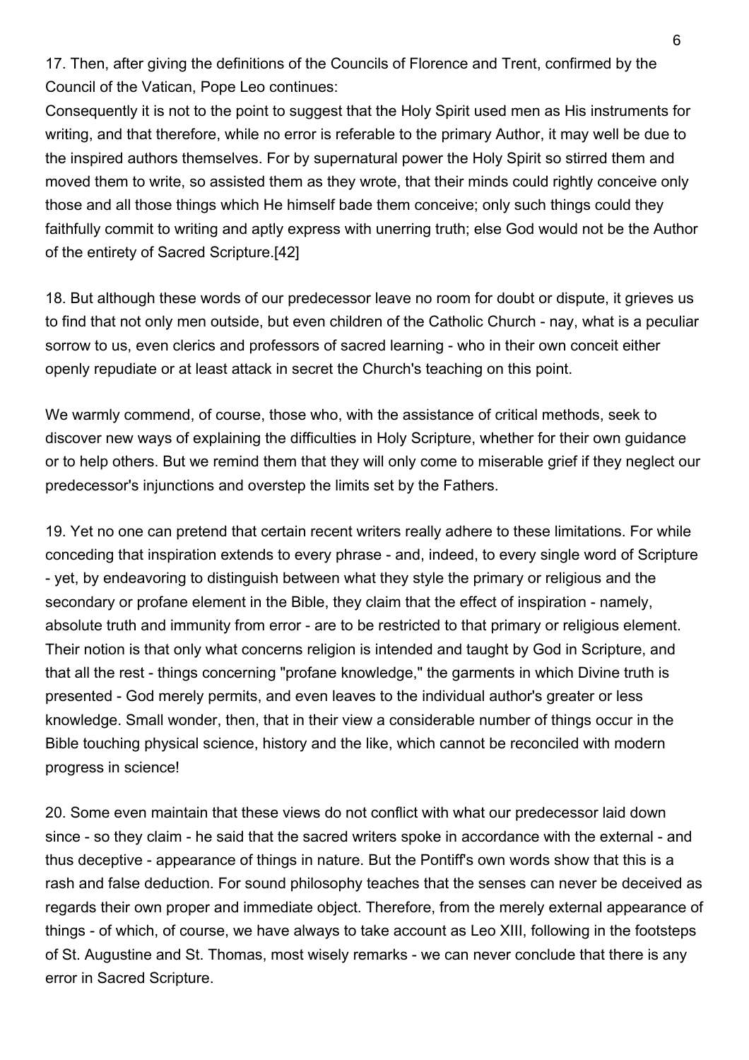17. Then, after giving the definitions of the Councils of Florence and Trent, confirmed by the Council of the Vatican, Pope Leo continues:

Consequently it is not to the point to suggest that the Holy Spirit used men as His instruments for writing, and that therefore, while no error is referable to the primary Author, it may well be due to the inspired authors themselves. For by supernatural power the Holy Spirit so stirred them and moved them to write, so assisted them as they wrote, that their minds could rightly conceive only those and all those things which He himself bade them conceive; only such things could they faithfully commit to writing and aptly express with unerring truth; else God would not be the Author of the entirety of Sacred Scripture.[42]

18. But although these words of our predecessor leave no room for doubt or dispute, it grieves us to find that not only men outside, but even children of the Catholic Church - nay, what is a peculiar sorrow to us, even clerics and professors of sacred learning - who in their own conceit either openly repudiate or at least attack in secret the Church's teaching on this point.

We warmly commend, of course, those who, with the assistance of critical methods, seek to discover new ways of explaining the difficulties in Holy Scripture, whether for their own guidance or to help others. But we remind them that they will only come to miserable grief if they neglect our predecessor's injunctions and overstep the limits set by the Fathers.

19. Yet no one can pretend that certain recent writers really adhere to these limitations. For while conceding that inspiration extends to every phrase - and, indeed, to every single word of Scripture - yet, by endeavoring to distinguish between what they style the primary or religious and the secondary or profane element in the Bible, they claim that the effect of inspiration - namely, absolute truth and immunity from error - are to be restricted to that primary or religious element. Their notion is that only what concerns religion is intended and taught by God in Scripture, and that all the rest - things concerning "profane knowledge," the garments in which Divine truth is presented - God merely permits, and even leaves to the individual author's greater or less knowledge. Small wonder, then, that in their view a considerable number of things occur in the Bible touching physical science, history and the like, which cannot be reconciled with modern progress in science!

20. Some even maintain that these views do not conflict with what our predecessor laid down since - so they claim - he said that the sacred writers spoke in accordance with the external - and thus deceptive - appearance of things in nature. But the Pontiff's own words show that this is a rash and false deduction. For sound philosophy teaches that the senses can never be deceived as regards their own proper and immediate object. Therefore, from the merely external appearance of things - of which, of course, we have always to take account as Leo XIII, following in the footsteps of St. Augustine and St. Thomas, most wisely remarks - we can never conclude that there is any error in Sacred Scripture.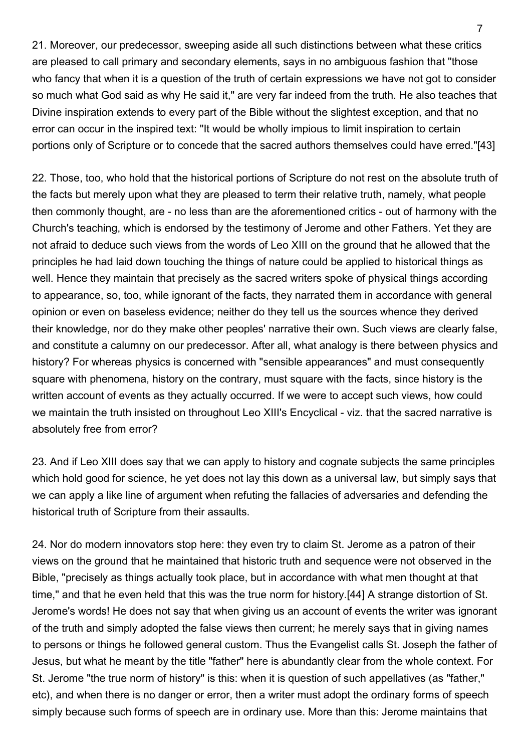21. Moreover, our predecessor, sweeping aside all such distinctions between what these critics are pleased to call primary and secondary elements, says in no ambiguous fashion that "those who fancy that when it is a question of the truth of certain expressions we have not got to consider so much what God said as why He said it," are very far indeed from the truth. He also teaches that Divine inspiration extends to every part of the Bible without the slightest exception, and that no error can occur in the inspired text: "It would be wholly impious to limit inspiration to certain portions only of Scripture or to concede that the sacred authors themselves could have erred."[43]

22. Those, too, who hold that the historical portions of Scripture do not rest on the absolute truth of the facts but merely upon what they are pleased to term their relative truth, namely, what people then commonly thought, are - no less than are the aforementioned critics - out of harmony with the Church's teaching, which is endorsed by the testimony of Jerome and other Fathers. Yet they are not afraid to deduce such views from the words of Leo XIII on the ground that he allowed that the principles he had laid down touching the things of nature could be applied to historical things as well. Hence they maintain that precisely as the sacred writers spoke of physical things according to appearance, so, too, while ignorant of the facts, they narrated them in accordance with general opinion or even on baseless evidence; neither do they tell us the sources whence they derived their knowledge, nor do they make other peoples' narrative their own. Such views are clearly false, and constitute a calumny on our predecessor. After all, what analogy is there between physics and history? For whereas physics is concerned with "sensible appearances" and must consequently square with phenomena, history on the contrary, must square with the facts, since history is the written account of events as they actually occurred. If we were to accept such views, how could we maintain the truth insisted on throughout Leo XIII's Encyclical - viz. that the sacred narrative is absolutely free from error?

23. And if Leo XIII does say that we can apply to history and cognate subjects the same principles which hold good for science, he yet does not lay this down as a universal law, but simply says that we can apply a like line of argument when refuting the fallacies of adversaries and defending the historical truth of Scripture from their assaults.

24. Nor do modern innovators stop here: they even try to claim St. Jerome as a patron of their views on the ground that he maintained that historic truth and sequence were not observed in the Bible, "precisely as things actually took place, but in accordance with what men thought at that time," and that he even held that this was the true norm for history.[44] A strange distortion of St. Jerome's words! He does not say that when giving us an account of events the writer was ignorant of the truth and simply adopted the false views then current; he merely says that in giving names to persons or things he followed general custom. Thus the Evangelist calls St. Joseph the father of Jesus, but what he meant by the title "father" here is abundantly clear from the whole context. For St. Jerome "the true norm of history" is this: when it is question of such appellatives (as "father," etc), and when there is no danger or error, then a writer must adopt the ordinary forms of speech simply because such forms of speech are in ordinary use. More than this: Jerome maintains that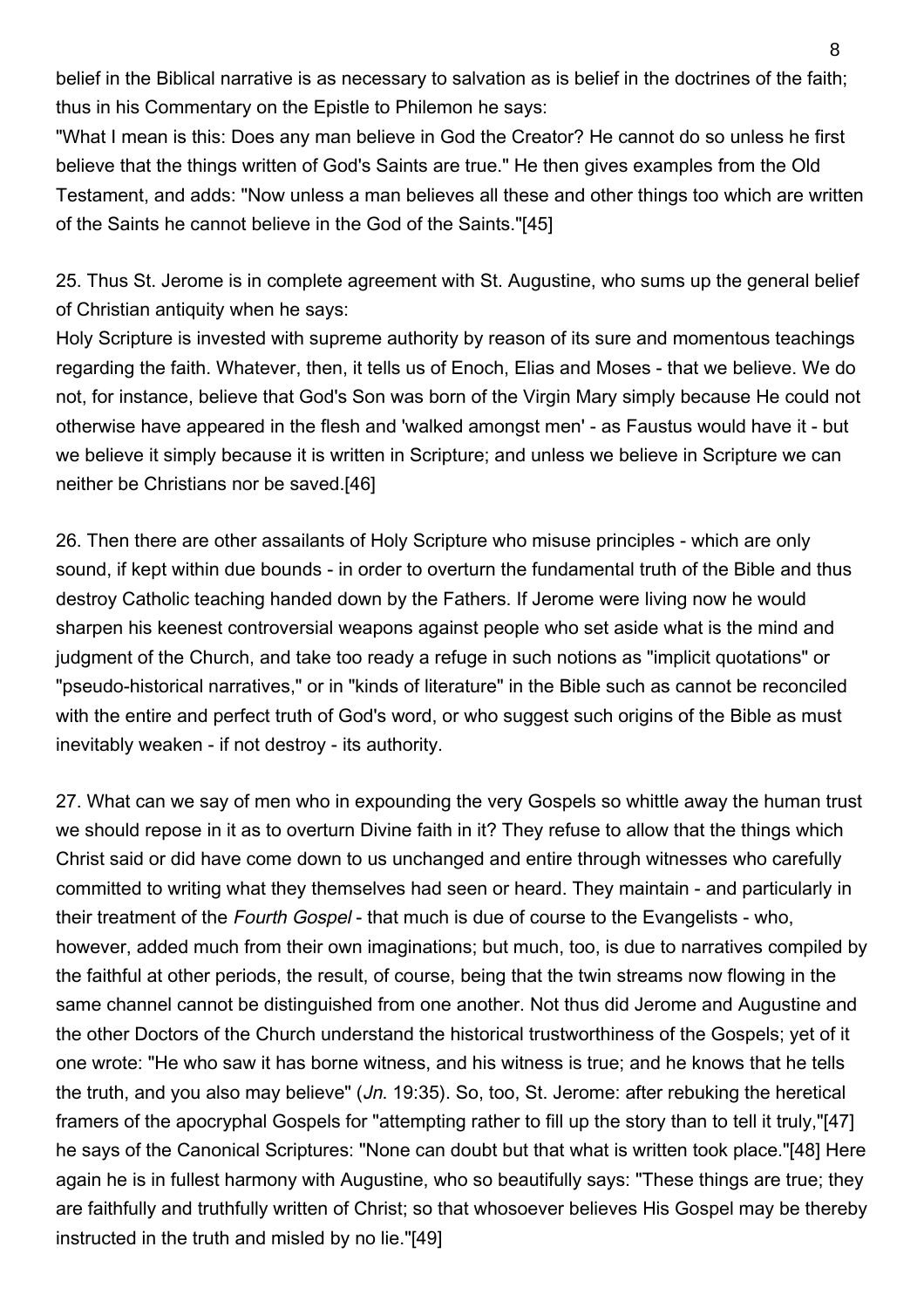belief in the Biblical narrative is as necessary to salvation as is belief in the doctrines of the faith; thus in his Commentary on the Epistle to Philemon he says:
"What I mean is this: Does any man believe in God the Creator? He cannot do so unless he first believe that the things written of God's Saints are true." He then gives examples from the Old Testament, and adds: "Now unless a man believes all these and other things too which are written of the Saints he cannot believe in the God of the Saints."[45]

25. Thus St. Jerome is in complete agreement with St. Augustine, who sums up the general belief of Christian antiquity when he says:
Holy Scripture is invested with supreme authority by reason of its sure and momentous teachings regarding the faith. Whatever, then, it tells us of Enoch, Elias and Moses - that we believe. We do not, for instance, believe that God's Son was born of the Virgin Mary simply because He could not otherwise have appeared in the flesh and 'walked amongst men' - as Faustus would have it - but we believe it simply because it is written in Scripture; and unless we believe in Scripture we can neither be Christians nor be saved.[46]

26. Then there are other assailants of Holy Scripture who misuse principles - which are only sound, if kept within due bounds - in order to overturn the fundamental truth of the Bible and thus destroy Catholic teaching handed down by the Fathers. If Jerome were living now he would sharpen his keenest controversial weapons against people who set aside what is the mind and judgment of the Church, and take too ready a refuge in such notions as "implicit quotations" or "pseudo-historical narratives," or in "kinds of literature" in the Bible such as cannot be reconciled with the entire and perfect truth of God's word, or who suggest such origins of the Bible as must inevitably weaken - if not destroy - its authority.

27. What can we say of men who in expounding the very Gospels so whittle away the human trust we should repose in it as to overturn Divine faith in it? They refuse to allow that the things which Christ said or did have come down to us unchanged and entire through witnesses who carefully committed to writing what they themselves had seen or heard. They maintain - and particularly in their treatment of the *Fourth Gospel* - that much is due of course to the Evangelists - who, however, added much from their own imaginations; but much, too, is due to narratives compiled by the faithful at other periods, the result, of course, being that the twin streams now flowing in the same channel cannot be distinguished from one another. Not thus did Jerome and Augustine and the other Doctors of the Church understand the historical trustworthiness of the Gospels; yet of it one wrote: "He who saw it has borne witness, and his witness is true; and he knows that he tells the truth, and you also may believe" (*Jn.* 19:35). So, too, St. Jerome: after rebuking the heretical framers of the apocryphal Gospels for "attempting rather to fill up the story than to tell it truly,"[47] he says of the Canonical Scriptures: "None can doubt but that what is written took place."[48] Here again he is in fullest harmony with Augustine, who so beautifully says: "These things are true; they are faithfully and truthfully written of Christ; so that whosoever believes His Gospel may be thereby instructed in the truth and misled by no lie."[49]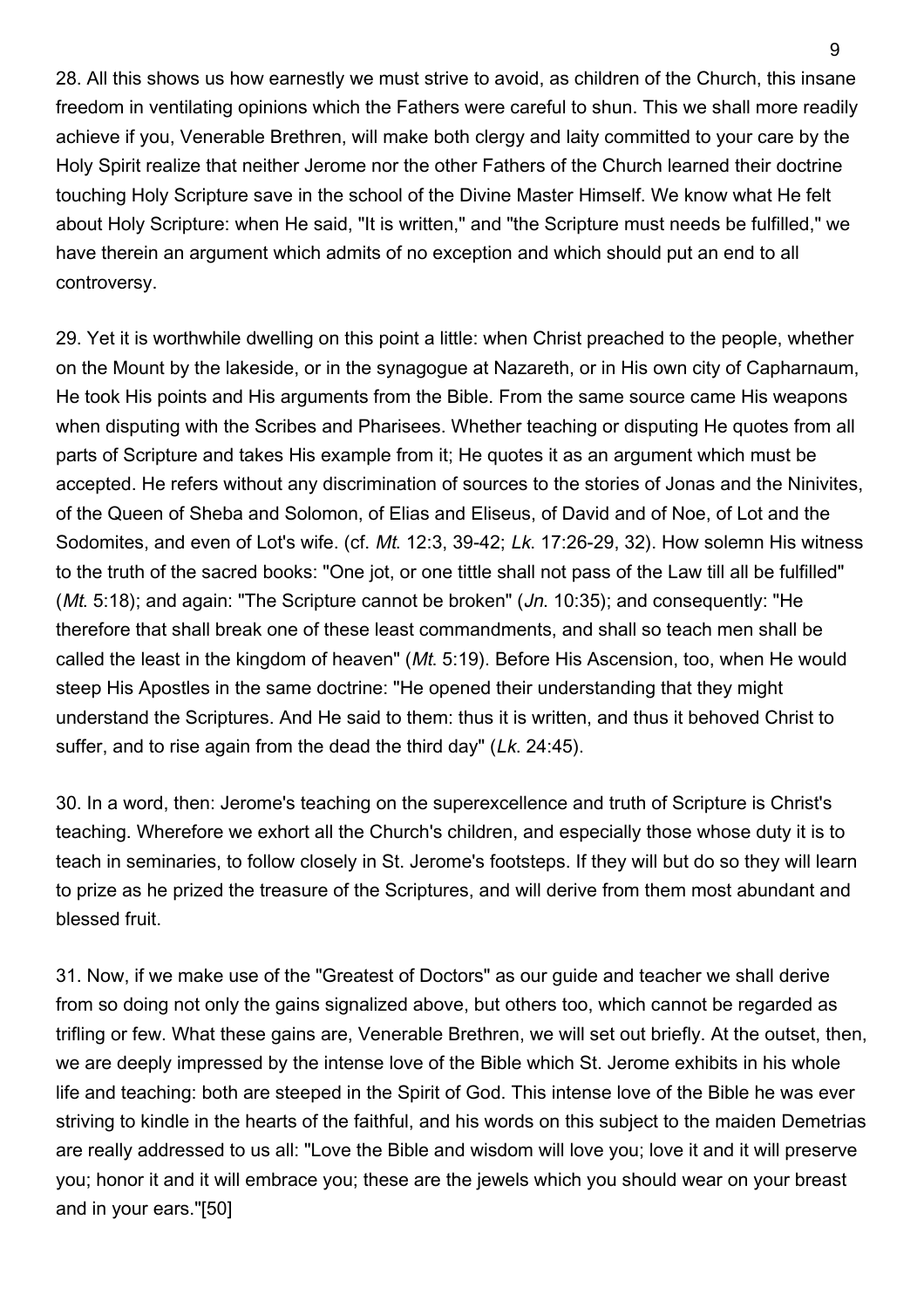28. All this shows us how earnestly we must strive to avoid, as children of the Church, this insane freedom in ventilating opinions which the Fathers were careful to shun. This we shall more readily achieve if you, Venerable Brethren, will make both clergy and laity committed to your care by the Holy Spirit realize that neither Jerome nor the other Fathers of the Church learned their doctrine touching Holy Scripture save in the school of the Divine Master Himself. We know what He felt about Holy Scripture: when He said, "It is written," and "the Scripture must needs be fulfilled," we have therein an argument which admits of no exception and which should put an end to all controversy.

29. Yet it is worthwhile dwelling on this point a little: when Christ preached to the people, whether on the Mount by the lakeside, or in the synagogue at Nazareth, or in His own city of Capharnaum, He took His points and His arguments from the Bible. From the same source came His weapons when disputing with the Scribes and Pharisees. Whether teaching or disputing He quotes from all parts of Scripture and takes His example from it; He quotes it as an argument which must be accepted. He refers without any discrimination of sources to the stories of Jonas and the Ninivites, of the Queen of Sheba and Solomon, of Elias and Eliseus, of David and of Noe, of Lot and the Sodomites, and even of Lot's wife. (cf. *Mt.* 12:3, 39-42; *Lk.* 17:26-29, 32). How solemn His witness to the truth of the sacred books: "One jot, or one tittle shall not pass of the Law till all be fulfilled" (*Mt.* 5:18); and again: "The Scripture cannot be broken" (*Jn.* 10:35); and consequently: "He therefore that shall break one of these least commandments, and shall so teach men shall be called the least in the kingdom of heaven" (*Mt.* 5:19). Before His Ascension, too, when He would steep His Apostles in the same doctrine: "He opened their understanding that they might understand the Scriptures. And He said to them: thus it is written, and thus it behoved Christ to suffer, and to rise again from the dead the third day" (*Lk.* 24:45).

30. In a word, then: Jerome's teaching on the superexcellence and truth of Scripture is Christ's teaching. Wherefore we exhort all the Church's children, and especially those whose duty it is to teach in seminaries, to follow closely in St. Jerome's footsteps. If they will but do so they will learn to prize as he prized the treasure of the Scriptures, and will derive from them most abundant and blessed fruit.

31. Now, if we make use of the "Greatest of Doctors" as our guide and teacher we shall derive from so doing not only the gains signalized above, but others too, which cannot be regarded as trifling or few. What these gains are, Venerable Brethren, we will set out briefly. At the outset, then, we are deeply impressed by the intense love of the Bible which St. Jerome exhibits in his whole life and teaching: both are steeped in the Spirit of God. This intense love of the Bible he was ever striving to kindle in the hearts of the faithful, and his words on this subject to the maiden Demetrias are really addressed to us all: "Love the Bible and wisdom will love you; love it and it will preserve you; honor it and it will embrace you; these are the jewels which you should wear on your breast and in your ears."[50]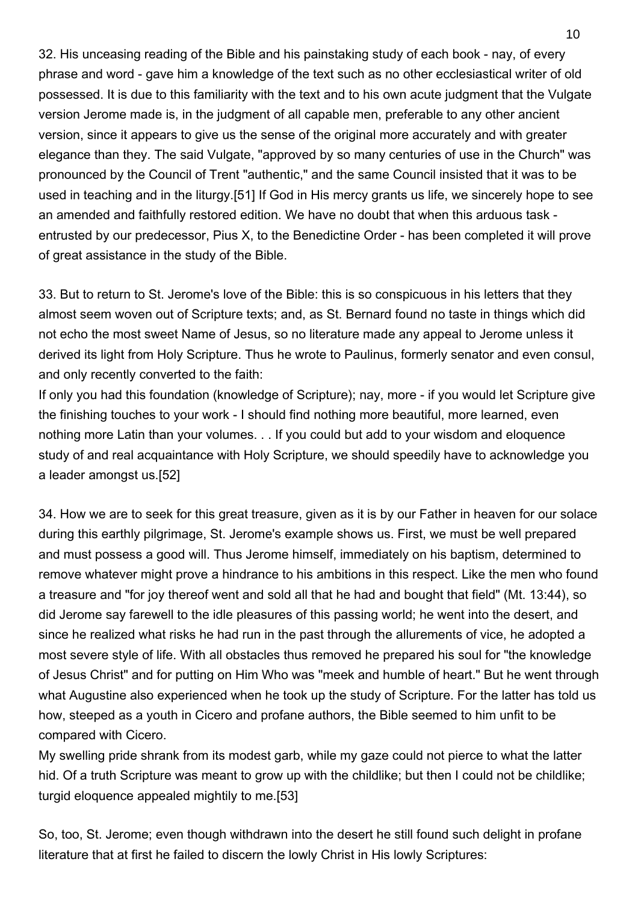32. His unceasing reading of the Bible and his painstaking study of each book - nay, of every phrase and word - gave him a knowledge of the text such as no other ecclesiastical writer of old possessed. It is due to this familiarity with the text and to his own acute judgment that the Vulgate version Jerome made is, in the judgment of all capable men, preferable to any other ancient version, since it appears to give us the sense of the original more accurately and with greater elegance than they. The said Vulgate, "approved by so many centuries of use in the Church" was pronounced by the Council of Trent "authentic," and the same Council insisted that it was to be used in teaching and in the liturgy.[51] If God in His mercy grants us life, we sincerely hope to see an amended and faithfully restored edition. We have no doubt that when this arduous task - entrusted by our predecessor, Pius X, to the Benedictine Order - has been completed it will prove of great assistance in the study of the Bible.

33. But to return to St. Jerome's love of the Bible: this is so conspicuous in his letters that they almost seem woven out of Scripture texts; and, as St. Bernard found no taste in things which did not echo the most sweet Name of Jesus, so no literature made any appeal to Jerome unless it derived its light from Holy Scripture. Thus he wrote to Paulinus, formerly senator and even consul, and only recently converted to the faith:

If only you had this foundation (knowledge of Scripture); nay, more - if you would let Scripture give the finishing touches to your work - I should find nothing more beautiful, more learned, even nothing more Latin than your volumes. . . If you could but add to your wisdom and eloquence study of and real acquaintance with Holy Scripture, we should speedily have to acknowledge you a leader amongst us.[52]

34. How we are to seek for this great treasure, given as it is by our Father in heaven for our solace during this earthly pilgrimage, St. Jerome's example shows us. First, we must be well prepared and must possess a good will. Thus Jerome himself, immediately on his baptism, determined to remove whatever might prove a hindrance to his ambitions in this respect. Like the men who found a treasure and "for joy thereof went and sold all that he had and bought that field" (Mt. 13:44), so did Jerome say farewell to the idle pleasures of this passing world; he went into the desert, and since he realized what risks he had run in the past through the allurements of vice, he adopted a most severe style of life. With all obstacles thus removed he prepared his soul for "the knowledge of Jesus Christ" and for putting on Him Who was "meek and humble of heart." But he went through what Augustine also experienced when he took up the study of Scripture. For the latter has told us how, steeped as a youth in Cicero and profane authors, the Bible seemed to him unfit to be compared with Cicero.

My swelling pride shrank from its modest garb, while my gaze could not pierce to what the latter hid. Of a truth Scripture was meant to grow up with the childlike; but then I could not be childlike; turgid eloquence appealed mightily to me.[53]

So, too, St. Jerome; even though withdrawn into the desert he still found such delight in profane literature that at first he failed to discern the lowly Christ in His lowly Scriptures: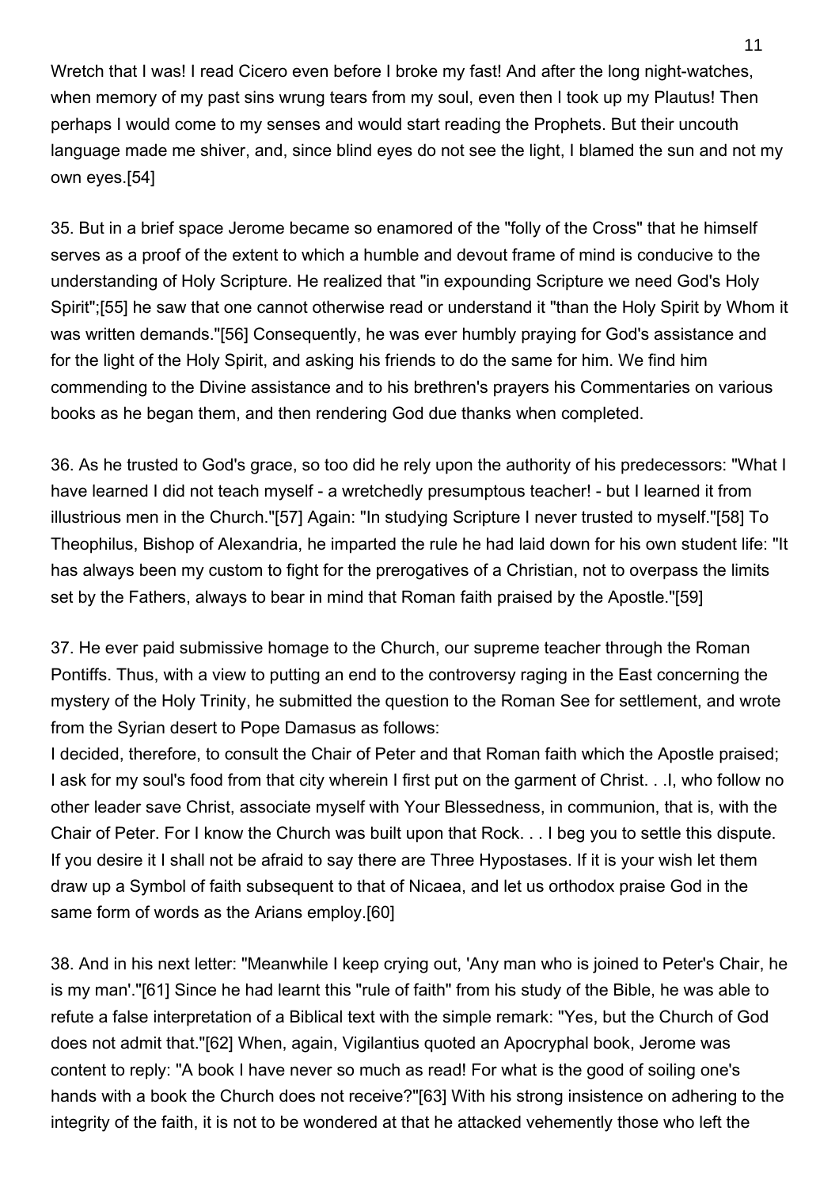Wretch that I was! I read Cicero even before I broke my fast! And after the long night-watches, when memory of my past sins wrung tears from my soul, even then I took up my Plautus! Then perhaps I would come to my senses and would start reading the Prophets. But their uncouth language made me shiver, and, since blind eyes do not see the light, I blamed the sun and not my own eyes.[54]

35. But in a brief space Jerome became so enamored of the "folly of the Cross" that he himself serves as a proof of the extent to which a humble and devout frame of mind is conducive to the understanding of Holy Scripture. He realized that "in expounding Scripture we need God's Holy Spirit";[55] he saw that one cannot otherwise read or understand it "than the Holy Spirit by Whom it was written demands."[56] Consequently, he was ever humbly praying for God's assistance and for the light of the Holy Spirit, and asking his friends to do the same for him. We find him commending to the Divine assistance and to his brethren's prayers his Commentaries on various books as he began them, and then rendering God due thanks when completed.

36. As he trusted to God's grace, so too did he rely upon the authority of his predecessors: "What I have learned I did not teach myself - a wretchedly presumptous teacher! - but I learned it from illustrious men in the Church."[57] Again: "In studying Scripture I never trusted to myself."[58] To Theophilus, Bishop of Alexandria, he imparted the rule he had laid down for his own student life: "It has always been my custom to fight for the prerogatives of a Christian, not to overpass the limits set by the Fathers, always to bear in mind that Roman faith praised by the Apostle."[59]

37. He ever paid submissive homage to the Church, our supreme teacher through the Roman Pontiffs. Thus, with a view to putting an end to the controversy raging in the East concerning the mystery of the Holy Trinity, he submitted the question to the Roman See for settlement, and wrote from the Syrian desert to Pope Damasus as follows:

I decided, therefore, to consult the Chair of Peter and that Roman faith which the Apostle praised; I ask for my soul's food from that city wherein I first put on the garment of Christ. . .I, who follow no other leader save Christ, associate myself with Your Blessedness, in communion, that is, with the Chair of Peter. For I know the Church was built upon that Rock. . . I beg you to settle this dispute. If you desire it I shall not be afraid to say there are Three Hypostases. If it is your wish let them draw up a Symbol of faith subsequent to that of Nicaea, and let us orthodox praise God in the same form of words as the Arians employ.[60]

38. And in his next letter: "Meanwhile I keep crying out, 'Any man who is joined to Peter's Chair, he is my man'."[61] Since he had learnt this "rule of faith" from his study of the Bible, he was able to refute a false interpretation of a Biblical text with the simple remark: "Yes, but the Church of God does not admit that."[62] When, again, Vigilantius quoted an Apocryphal book, Jerome was content to reply: "A book I have never so much as read! For what is the good of soiling one's hands with a book the Church does not receive?"[63] With his strong insistence on adhering to the integrity of the faith, it is not to be wondered at that he attacked vehemently those who left the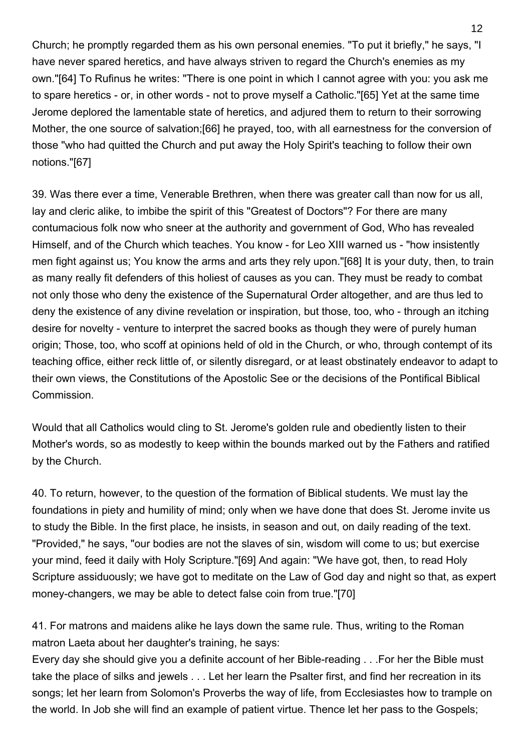Church; he promptly regarded them as his own personal enemies. "To put it briefly," he says, "I have never spared heretics, and have always striven to regard the Church's enemies as my own."[64] To Rufinus he writes: "There is one point in which I cannot agree with you: you ask me to spare heretics - or, in other words - not to prove myself a Catholic."[65] Yet at the same time Jerome deplored the lamentable state of heretics, and adjured them to return to their sorrowing Mother, the one source of salvation;[66] he prayed, too, with all earnestness for the conversion of those "who had quitted the Church and put away the Holy Spirit's teaching to follow their own notions."[67]

39. Was there ever a time, Venerable Brethren, when there was greater call than now for us all, lay and cleric alike, to imbibe the spirit of this "Greatest of Doctors"? For there are many contumacious folk now who sneer at the authority and government of God, Who has revealed Himself, and of the Church which teaches. You know - for Leo XIII warned us - "how insistently men fight against us; You know the arms and arts they rely upon."[68] It is your duty, then, to train as many really fit defenders of this holiest of causes as you can. They must be ready to combat not only those who deny the existence of the Supernatural Order altogether, and are thus led to deny the existence of any divine revelation or inspiration, but those, too, who - through an itching desire for novelty - venture to interpret the sacred books as though they were of purely human origin; Those, too, who scoff at opinions held of old in the Church, or who, through contempt of its teaching office, either reck little of, or silently disregard, or at least obstinately endeavor to adapt to their own views, the Constitutions of the Apostolic See or the decisions of the Pontifical Biblical Commission.

Would that all Catholics would cling to St. Jerome's golden rule and obediently listen to their Mother's words, so as modestly to keep within the bounds marked out by the Fathers and ratified by the Church.

40. To return, however, to the question of the formation of Biblical students. We must lay the foundations in piety and humility of mind; only when we have done that does St. Jerome invite us to study the Bible. In the first place, he insists, in season and out, on daily reading of the text. "Provided," he says, "our bodies are not the slaves of sin, wisdom will come to us; but exercise your mind, feed it daily with Holy Scripture."[69] And again: "We have got, then, to read Holy Scripture assiduously; we have got to meditate on the Law of God day and night so that, as expert money-changers, we may be able to detect false coin from true."[70]

41. For matrons and maidens alike he lays down the same rule. Thus, writing to the Roman matron Laeta about her daughter's training, he says:
Every day she should give you a definite account of her Bible-reading . . .For her the Bible must take the place of silks and jewels . . . Let her learn the Psalter first, and find her recreation in its songs; let her learn from Solomon's Proverbs the way of life, from Ecclesiastes how to trample on the world. In Job she will find an example of patient virtue. Thence let her pass to the Gospels;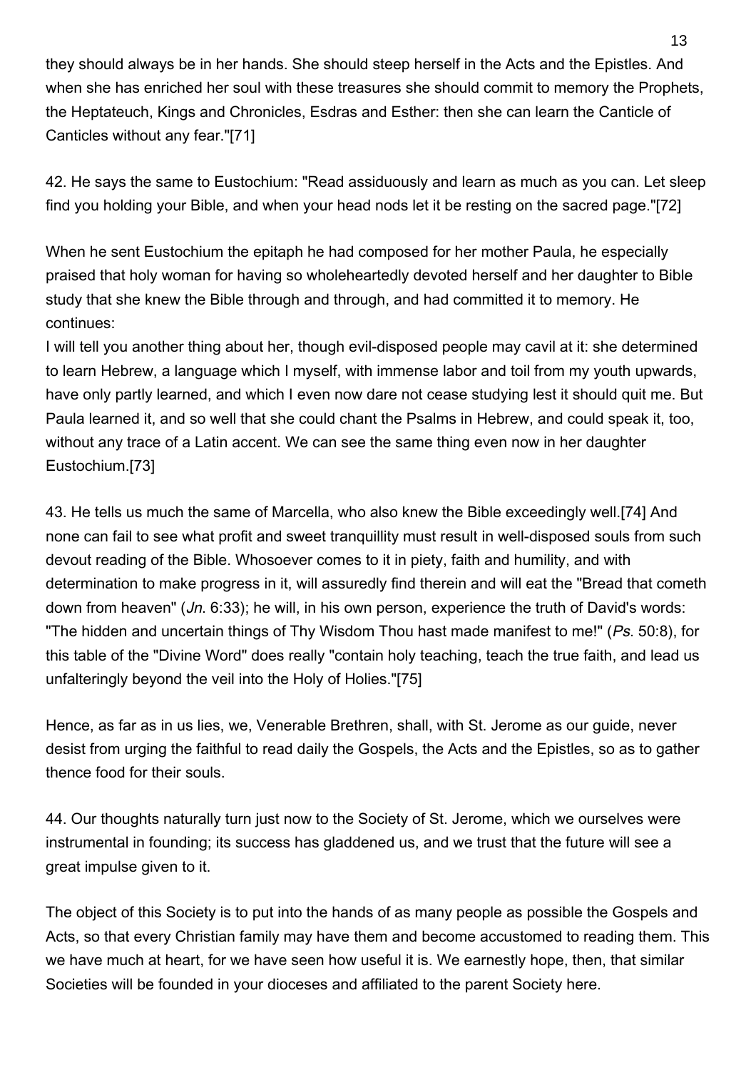they should always be in her hands. She should steep herself in the Acts and the Epistles. And when she has enriched her soul with these treasures she should commit to memory the Prophets, the Heptateuch, Kings and Chronicles, Esdras and Esther: then she can learn the Canticle of Canticles without any fear."[71]

42. He says the same to Eustochium: "Read assiduously and learn as much as you can. Let sleep find you holding your Bible, and when your head nods let it be resting on the sacred page."[72]

When he sent Eustochium the epitaph he had composed for her mother Paula, he especially praised that holy woman for having so wholeheartedly devoted herself and her daughter to Bible study that she knew the Bible through and through, and had committed it to memory. He continues:

I will tell you another thing about her, though evil-disposed people may cavil at it: she determined to learn Hebrew, a language which I myself, with immense labor and toil from my youth upwards, have only partly learned, and which I even now dare not cease studying lest it should quit me. But Paula learned it, and so well that she could chant the Psalms in Hebrew, and could speak it, too, without any trace of a Latin accent. We can see the same thing even now in her daughter Eustochium.[73]

43. He tells us much the same of Marcella, who also knew the Bible exceedingly well.[74] And none can fail to see what profit and sweet tranquillity must result in well-disposed souls from such devout reading of the Bible. Whosoever comes to it in piety, faith and humility, and with determination to make progress in it, will assuredly find therein and will eat the "Bread that cometh down from heaven" (*Jn.* 6:33); he will, in his own person, experience the truth of David's words: "The hidden and uncertain things of Thy Wisdom Thou hast made manifest to me!" (*Ps.* 50:8), for this table of the "Divine Word" does really "contain holy teaching, teach the true faith, and lead us unfalteringly beyond the veil into the Holy of Holies."[75]

Hence, as far as in us lies, we, Venerable Brethren, shall, with St. Jerome as our guide, never desist from urging the faithful to read daily the Gospels, the Acts and the Epistles, so as to gather thence food for their souls.

44. Our thoughts naturally turn just now to the Society of St. Jerome, which we ourselves were instrumental in founding; its success has gladdened us, and we trust that the future will see a great impulse given to it.

The object of this Society is to put into the hands of as many people as possible the Gospels and Acts, so that every Christian family may have them and become accustomed to reading them. This we have much at heart, for we have seen how useful it is. We earnestly hope, then, that similar Societies will be founded in your dioceses and affiliated to the parent Society here.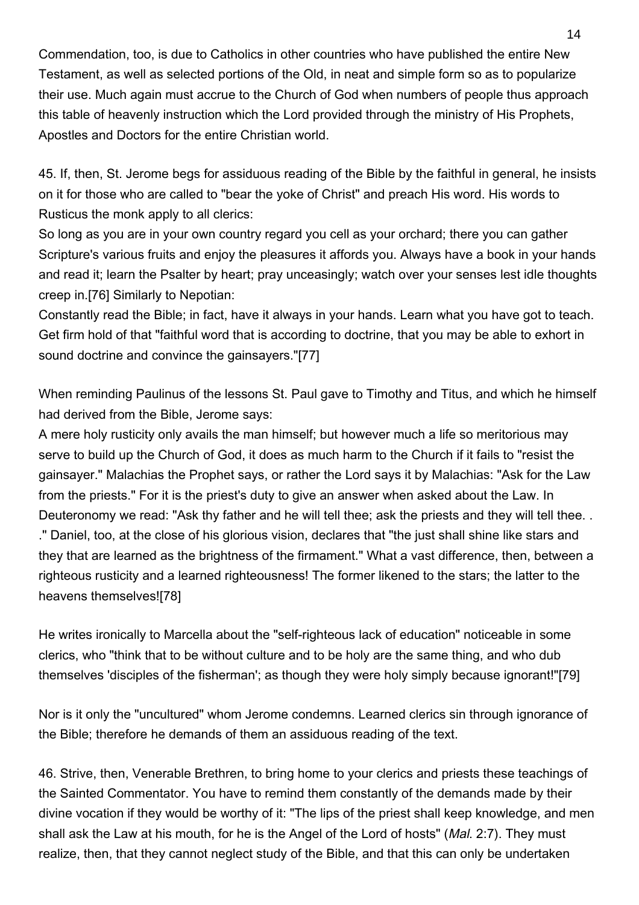Commendation, too, is due to Catholics in other countries who have published the entire New Testament, as well as selected portions of the Old, in neat and simple form so as to popularize their use. Much again must accrue to the Church of God when numbers of people thus approach this table of heavenly instruction which the Lord provided through the ministry of His Prophets, Apostles and Doctors for the entire Christian world.

45. If, then, St. Jerome begs for assiduous reading of the Bible by the faithful in general, he insists on it for those who are called to "bear the yoke of Christ" and preach His word. His words to Rusticus the monk apply to all clerics:

So long as you are in your own country regard you cell as your orchard; there you can gather Scripture's various fruits and enjoy the pleasures it affords you. Always have a book in your hands and read it; learn the Psalter by heart; pray unceasingly; watch over your senses lest idle thoughts creep in.[76] Similarly to Nepotian:

Constantly read the Bible; in fact, have it always in your hands. Learn what you have got to teach. Get firm hold of that "faithful word that is according to doctrine, that you may be able to exhort in sound doctrine and convince the gainsayers."[77]

When reminding Paulinus of the lessons St. Paul gave to Timothy and Titus, and which he himself had derived from the Bible, Jerome says:

A mere holy rusticity only avails the man himself; but however much a life so meritorious may serve to build up the Church of God, it does as much harm to the Church if it fails to "resist the gainsayer." Malachias the Prophet says, or rather the Lord says it by Malachias: "Ask for the Law from the priests." For it is the priest's duty to give an answer when asked about the Law. In Deuteronomy we read: "Ask thy father and he will tell thee; ask the priests and they will tell thee. . ." Daniel, too, at the close of his glorious vision, declares that "the just shall shine like stars and they that are learned as the brightness of the firmament." What a vast difference, then, between a righteous rusticity and a learned righteousness! The former likened to the stars; the latter to the heavens themselves![78]

He writes ironically to Marcella about the "self-righteous lack of education" noticeable in some clerics, who "think that to be without culture and to be holy are the same thing, and who dub themselves 'disciples of the fisherman'; as though they were holy simply because ignorant!"[79]

Nor is it only the "uncultured" whom Jerome condemns. Learned clerics sin through ignorance of the Bible; therefore he demands of them an assiduous reading of the text.

46. Strive, then, Venerable Brethren, to bring home to your clerics and priests these teachings of the Sainted Commentator. You have to remind them constantly of the demands made by their divine vocation if they would be worthy of it: "The lips of the priest shall keep knowledge, and men shall ask the Law at his mouth, for he is the Angel of the Lord of hosts" (*Mal.* 2:7). They must realize, then, that they cannot neglect study of the Bible, and that this can only be undertaken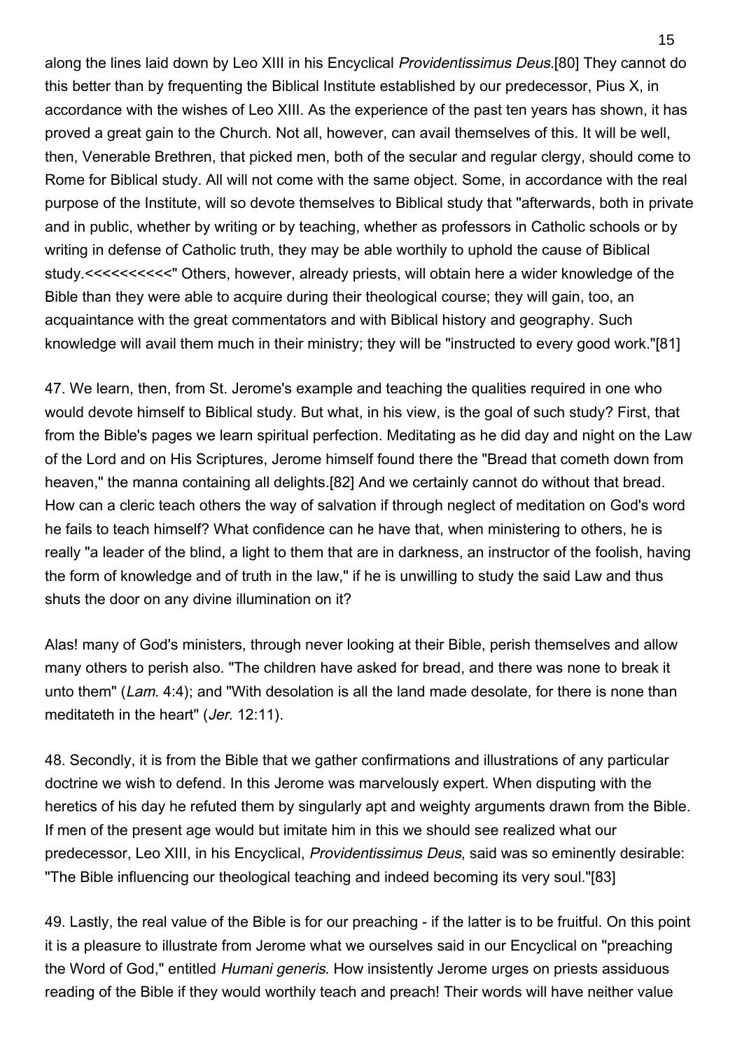along the lines laid down by Leo XIII in his Encyclical *Providentissimus Deus*.[80] They cannot do this better than by frequenting the Biblical Institute established by our predecessor, Pius X, in accordance with the wishes of Leo XIII. As the experience of the past ten years has shown, it has proved a great gain to the Church. Not all, however, can avail themselves of this. It will be well, then, Venerable Brethren, that picked men, both of the secular and regular clergy, should come to Rome for Biblical study. All will not come with the same object. Some, in accordance with the real purpose of the Institute, will so devote themselves to Biblical study that "afterwards, both in private and in public, whether by writing or by teaching, whether as professors in Catholic schools or by writing in defense of Catholic truth, they may be able worthily to uphold the cause of Biblical study.<<<<<<<<<<" Others, however, already priests, will obtain here a wider knowledge of the Bible than they were able to acquire during their theological course; they will gain, too, an acquaintance with the great commentators and with Biblical history and geography. Such knowledge will avail them much in their ministry; they will be "instructed to every good work."[81]

47. We learn, then, from St. Jerome's example and teaching the qualities required in one who would devote himself to Biblical study. But what, in his view, is the goal of such study? First, that from the Bible's pages we learn spiritual perfection. Meditating as he did day and night on the Law of the Lord and on His Scriptures, Jerome himself found there the "Bread that cometh down from heaven," the manna containing all delights.[82] And we certainly cannot do without that bread. How can a cleric teach others the way of salvation if through neglect of meditation on God's word he fails to teach himself? What confidence can he have that, when ministering to others, he is really "a leader of the blind, a light to them that are in darkness, an instructor of the foolish, having the form of knowledge and of truth in the law," if he is unwilling to study the said Law and thus shuts the door on any divine illumination on it?

Alas! many of God's ministers, through never looking at their Bible, perish themselves and allow many others to perish also. "The children have asked for bread, and there was none to break it unto them" (*Lam.* 4:4); and "With desolation is all the land made desolate, for there is none than meditateth in the heart" (*Jer.* 12:11).

48. Secondly, it is from the Bible that we gather confirmations and illustrations of any particular doctrine we wish to defend. In this Jerome was marvelously expert. When disputing with the heretics of his day he refuted them by singularly apt and weighty arguments drawn from the Bible. If men of the present age would but imitate him in this we should see realized what our predecessor, Leo XIII, in his Encyclical, *Providentissimus Deus*, said was so eminently desirable: "The Bible influencing our theological teaching and indeed becoming its very soul."[83]

49. Lastly, the real value of the Bible is for our preaching - if the latter is to be fruitful. On this point it is a pleasure to illustrate from Jerome what we ourselves said in our Encyclical on "preaching the Word of God," entitled *Humani generis*. How insistently Jerome urges on priests assiduous reading of the Bible if they would worthily teach and preach! Their words will have neither value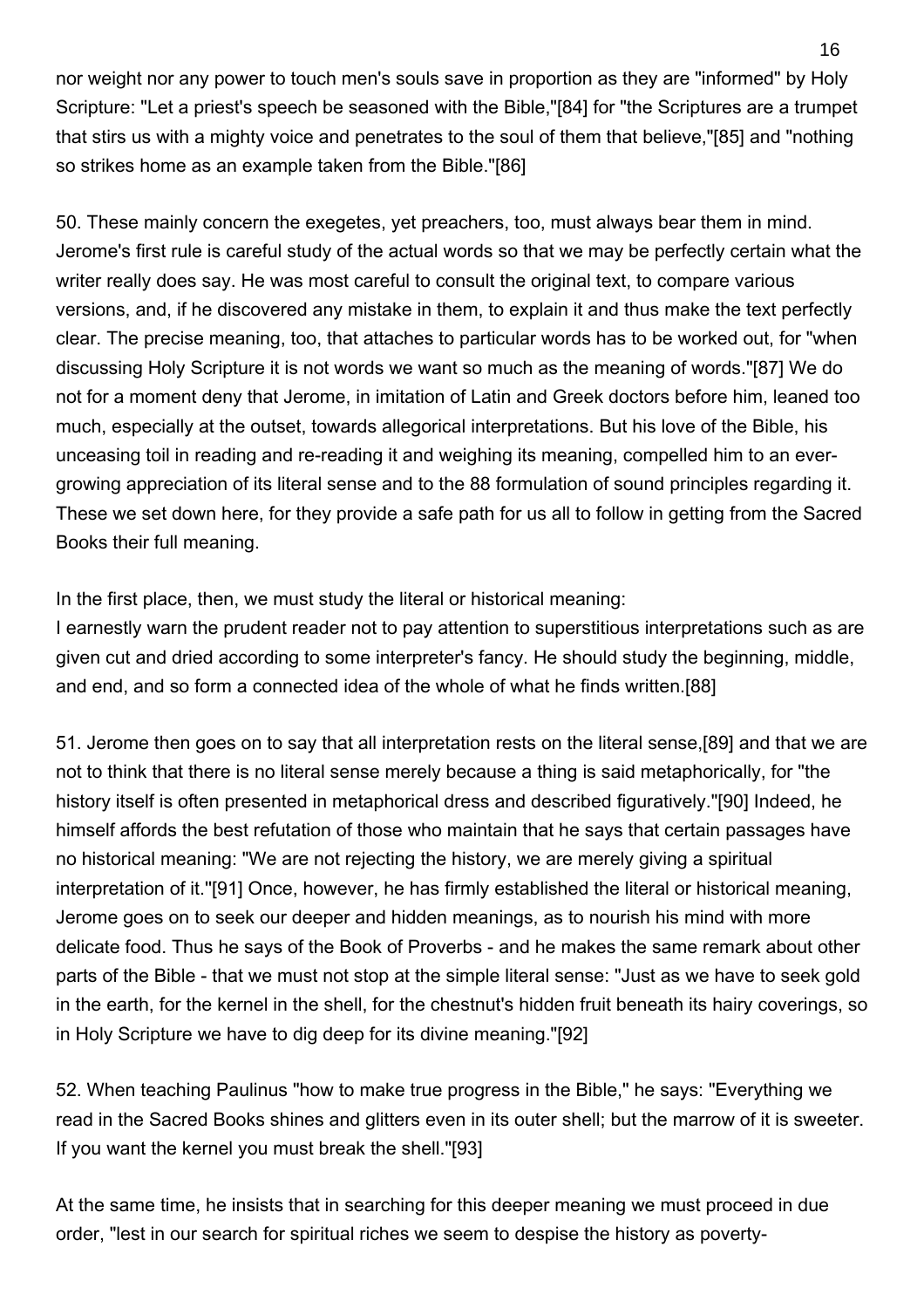nor weight nor any power to touch men's souls save in proportion as they are "informed" by Holy Scripture: "Let a priest's speech be seasoned with the Bible,"[84] for "the Scriptures are a trumpet that stirs us with a mighty voice and penetrates to the soul of them that believe,"[85] and "nothing so strikes home as an example taken from the Bible."[86]

50. These mainly concern the exegetes, yet preachers, too, must always bear them in mind. Jerome's first rule is careful study of the actual words so that we may be perfectly certain what the writer really does say. He was most careful to consult the original text, to compare various versions, and, if he discovered any mistake in them, to explain it and thus make the text perfectly clear. The precise meaning, too, that attaches to particular words has to be worked out, for "when discussing Holy Scripture it is not words we want so much as the meaning of words."[87] We do not for a moment deny that Jerome, in imitation of Latin and Greek doctors before him, leaned too much, especially at the outset, towards allegorical interpretations. But his love of the Bible, his unceasing toil in reading and re-reading it and weighing its meaning, compelled him to an ever-growing appreciation of its literal sense and to the 88 formulation of sound principles regarding it. These we set down here, for they provide a safe path for us all to follow in getting from the Sacred Books their full meaning.

In the first place, then, we must study the literal or historical meaning:
I earnestly warn the prudent reader not to pay attention to superstitious interpretations such as are given cut and dried according to some interpreter's fancy. He should study the beginning, middle, and end, and so form a connected idea of the whole of what he finds written.[88]

51. Jerome then goes on to say that all interpretation rests on the literal sense,[89] and that we are not to think that there is no literal sense merely because a thing is said metaphorically, for "the history itself is often presented in metaphorical dress and described figuratively."[90] Indeed, he himself affords the best refutation of those who maintain that he says that certain passages have no historical meaning: "We are not rejecting the history, we are merely giving a spiritual interpretation of it."[91] Once, however, he has firmly established the literal or historical meaning, Jerome goes on to seek our deeper and hidden meanings, as to nourish his mind with more delicate food. Thus he says of the Book of Proverbs - and he makes the same remark about other parts of the Bible - that we must not stop at the simple literal sense: "Just as we have to seek gold in the earth, for the kernel in the shell, for the chestnut's hidden fruit beneath its hairy coverings, so in Holy Scripture we have to dig deep for its divine meaning."[92]

52. When teaching Paulinus "how to make true progress in the Bible," he says: "Everything we read in the Sacred Books shines and glitters even in its outer shell; but the marrow of it is sweeter. If you want the kernel you must break the shell."[93]

At the same time, he insists that in searching for this deeper meaning we must proceed in due order, "lest in our search for spiritual riches we seem to despise the history as poverty-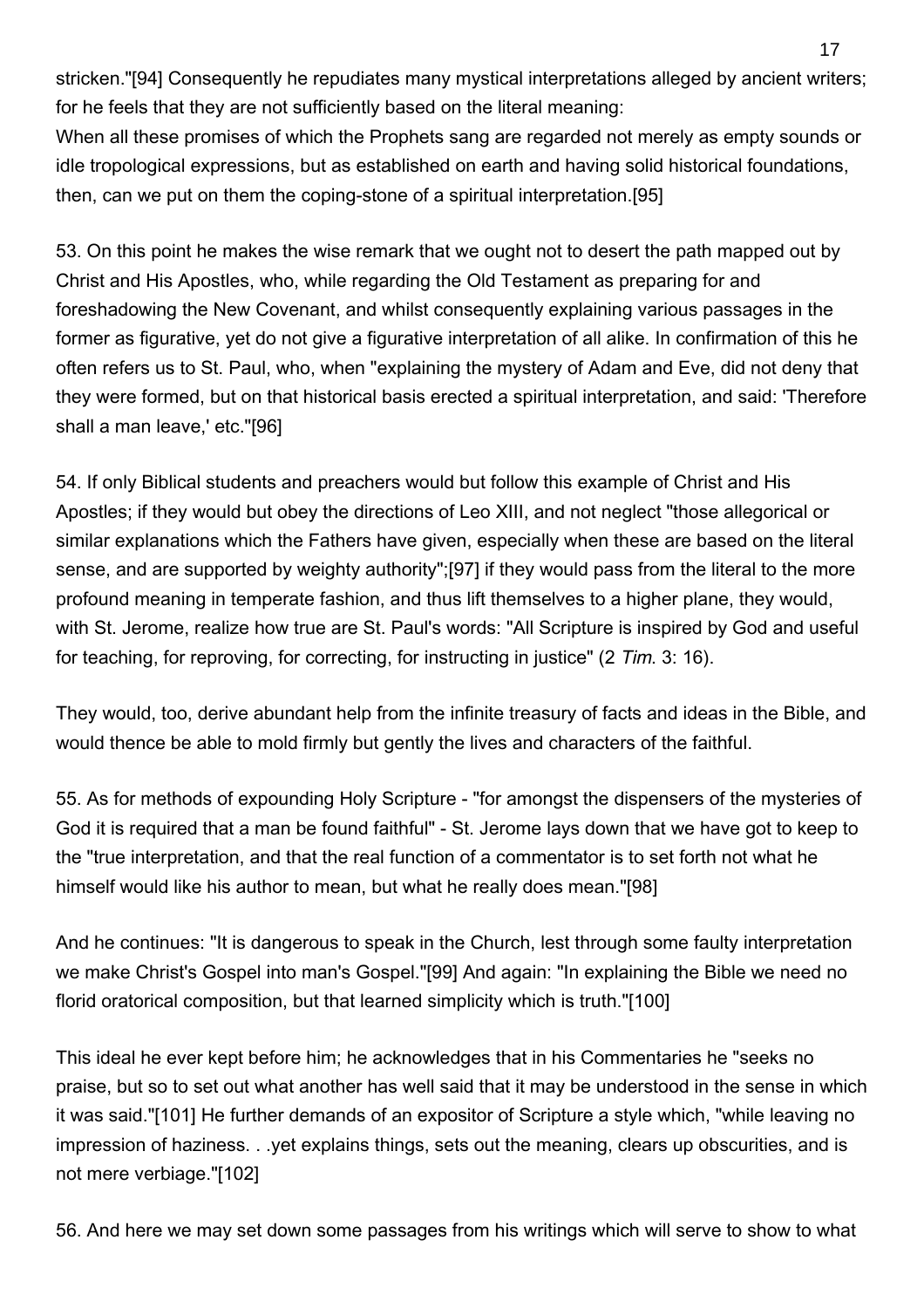stricken."[94] Consequently he repudiates many mystical interpretations alleged by ancient writers; for he feels that they are not sufficiently based on the literal meaning:

When all these promises of which the Prophets sang are regarded not merely as empty sounds or idle tropological expressions, but as established on earth and having solid historical foundations, then, can we put on them the coping-stone of a spiritual interpretation.[95]

53. On this point he makes the wise remark that we ought not to desert the path mapped out by Christ and His Apostles, who, while regarding the Old Testament as preparing for and foreshadowing the New Covenant, and whilst consequently explaining various passages in the former as figurative, yet do not give a figurative interpretation of all alike. In confirmation of this he often refers us to St. Paul, who, when "explaining the mystery of Adam and Eve, did not deny that they were formed, but on that historical basis erected a spiritual interpretation, and said: 'Therefore shall a man leave,' etc."[96]

54. If only Biblical students and preachers would but follow this example of Christ and His Apostles; if they would but obey the directions of Leo XIII, and not neglect "those allegorical or similar explanations which the Fathers have given, especially when these are based on the literal sense, and are supported by weighty authority";[97] if they would pass from the literal to the more profound meaning in temperate fashion, and thus lift themselves to a higher plane, they would, with St. Jerome, realize how true are St. Paul's words: "All Scripture is inspired by God and useful for teaching, for reproving, for correcting, for instructing in justice" (2 *Tim*. 3: 16).

They would, too, derive abundant help from the infinite treasury of facts and ideas in the Bible, and would thence be able to mold firmly but gently the lives and characters of the faithful.

55. As for methods of expounding Holy Scripture - "for amongst the dispensers of the mysteries of God it is required that a man be found faithful" - St. Jerome lays down that we have got to keep to the "true interpretation, and that the real function of a commentator is to set forth not what he himself would like his author to mean, but what he really does mean."[98]

And he continues: "It is dangerous to speak in the Church, lest through some faulty interpretation we make Christ's Gospel into man's Gospel."[99] And again: "In explaining the Bible we need no florid oratorical composition, but that learned simplicity which is truth."[100]

This ideal he ever kept before him; he acknowledges that in his Commentaries he "seeks no praise, but so to set out what another has well said that it may be understood in the sense in which it was said."[101] He further demands of an expositor of Scripture a style which, "while leaving no impression of haziness. . .yet explains things, sets out the meaning, clears up obscurities, and is not mere verbiage."[102]

56. And here we may set down some passages from his writings which will serve to show to what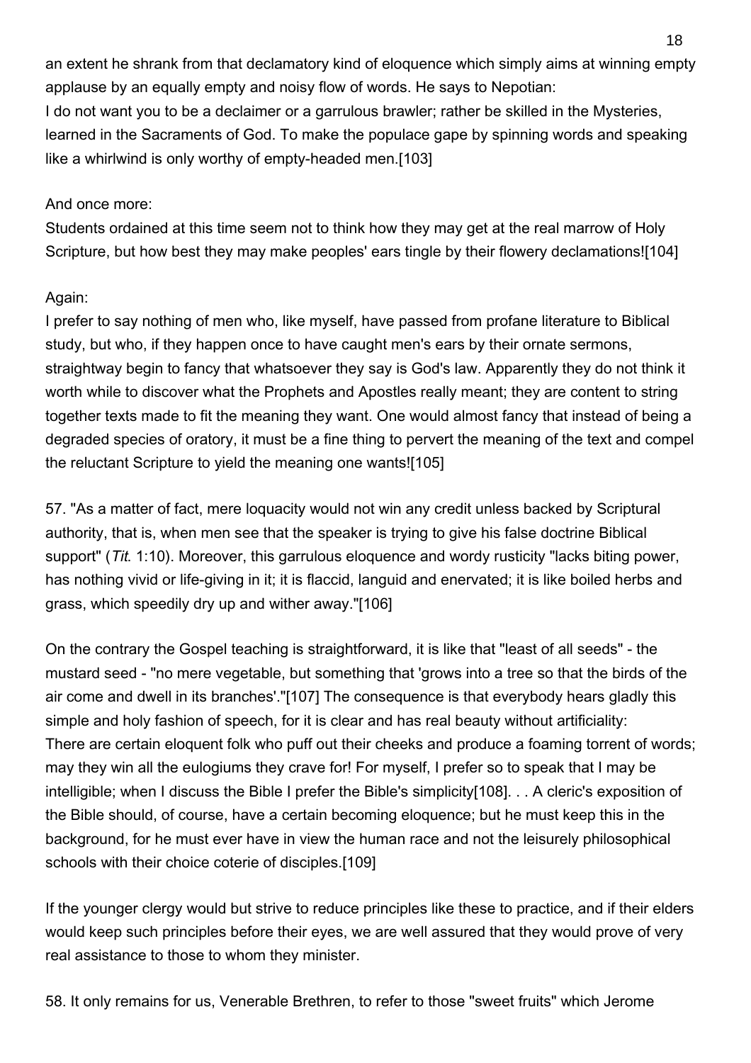an extent he shrank from that declamatory kind of eloquence which simply aims at winning empty applause by an equally empty and noisy flow of words. He says to Nepotian:
I do not want you to be a declaimer or a garrulous brawler; rather be skilled in the Mysteries, learned in the Sacraments of God. To make the populace gape by spinning words and speaking like a whirlwind is only worthy of empty-headed men.[103]

And once more:
Students ordained at this time seem not to think how they may get at the real marrow of Holy Scripture, but how best they may make peoples' ears tingle by their flowery declamations![104]

Again:
I prefer to say nothing of men who, like myself, have passed from profane literature to Biblical study, but who, if they happen once to have caught men's ears by their ornate sermons, straightway begin to fancy that whatsoever they say is God's law. Apparently they do not think it worth while to discover what the Prophets and Apostles really meant; they are content to string together texts made to fit the meaning they want. One would almost fancy that instead of being a degraded species of oratory, it must be a fine thing to pervert the meaning of the text and compel the reluctant Scripture to yield the meaning one wants![105]

57. "As a matter of fact, mere loquacity would not win any credit unless backed by Scriptural authority, that is, when men see that the speaker is trying to give his false doctrine Biblical support" (*Tit.* 1:10). Moreover, this garrulous eloquence and wordy rusticity "lacks biting power, has nothing vivid or life-giving in it; it is flaccid, languid and enervated; it is like boiled herbs and grass, which speedily dry up and wither away."[106]

On the contrary the Gospel teaching is straightforward, it is like that "least of all seeds" - the mustard seed - "no mere vegetable, but something that 'grows into a tree so that the birds of the air come and dwell in its branches'."[107] The consequence is that everybody hears gladly this simple and holy fashion of speech, for it is clear and has real beauty without artificiality:
There are certain eloquent folk who puff out their cheeks and produce a foaming torrent of words; may they win all the eulogiums they crave for! For myself, I prefer so to speak that I may be intelligible; when I discuss the Bible I prefer the Bible's simplicity[108]. . . A cleric's exposition of the Bible should, of course, have a certain becoming eloquence; but he must keep this in the background, for he must ever have in view the human race and not the leisurely philosophical schools with their choice coterie of disciples.[109]

If the younger clergy would but strive to reduce principles like these to practice, and if their elders would keep such principles before their eyes, we are well assured that they would prove of very real assistance to those to whom they minister.

58. It only remains for us, Venerable Brethren, to refer to those "sweet fruits" which Jerome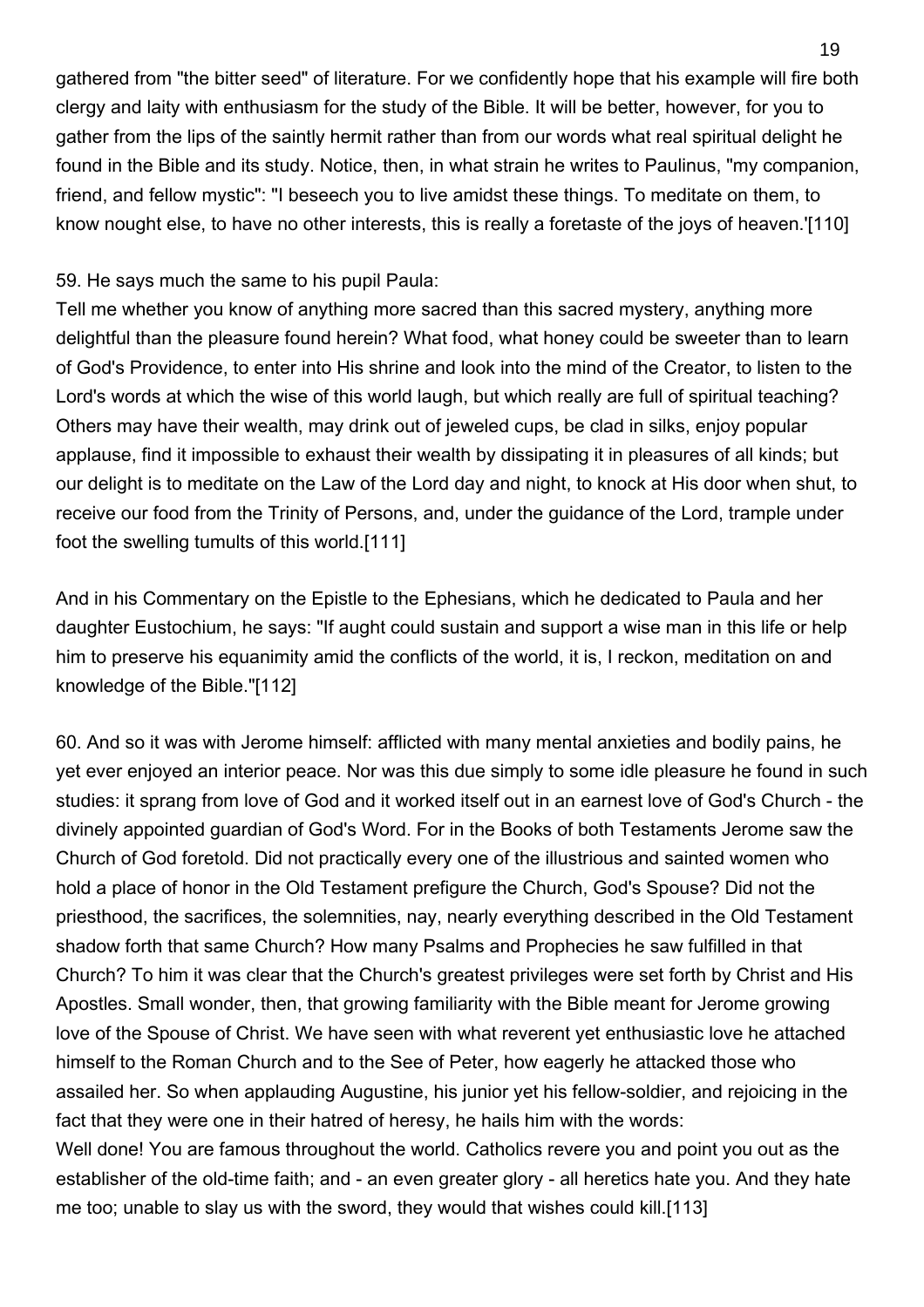gathered from "the bitter seed" of literature. For we confidently hope that his example will fire both clergy and laity with enthusiasm for the study of the Bible. It will be better, however, for you to gather from the lips of the saintly hermit rather than from our words what real spiritual delight he found in the Bible and its study. Notice, then, in what strain he writes to Paulinus, "my companion, friend, and fellow mystic": "I beseech you to live amidst these things. To meditate on them, to know nought else, to have no other interests, this is really a foretaste of the joys of heaven.'[110]

59. He says much the same to his pupil Paula:

Tell me whether you know of anything more sacred than this sacred mystery, anything more delightful than the pleasure found herein? What food, what honey could be sweeter than to learn of God's Providence, to enter into His shrine and look into the mind of the Creator, to listen to the Lord's words at which the wise of this world laugh, but which really are full of spiritual teaching? Others may have their wealth, may drink out of jeweled cups, be clad in silks, enjoy popular applause, find it impossible to exhaust their wealth by dissipating it in pleasures of all kinds; but our delight is to meditate on the Law of the Lord day and night, to knock at His door when shut, to receive our food from the Trinity of Persons, and, under the guidance of the Lord, trample under foot the swelling tumults of this world.[111]

And in his Commentary on the Epistle to the Ephesians, which he dedicated to Paula and her daughter Eustochium, he says: "If aught could sustain and support a wise man in this life or help him to preserve his equanimity amid the conflicts of the world, it is, I reckon, meditation on and knowledge of the Bible."[112]

60. And so it was with Jerome himself: afflicted with many mental anxieties and bodily pains, he yet ever enjoyed an interior peace. Nor was this due simply to some idle pleasure he found in such studies: it sprang from love of God and it worked itself out in an earnest love of God's Church - the divinely appointed guardian of God's Word. For in the Books of both Testaments Jerome saw the Church of God foretold. Did not practically every one of the illustrious and sainted women who hold a place of honor in the Old Testament prefigure the Church, God's Spouse? Did not the priesthood, the sacrifices, the solemnities, nay, nearly everything described in the Old Testament shadow forth that same Church? How many Psalms and Prophecies he saw fulfilled in that Church? To him it was clear that the Church's greatest privileges were set forth by Christ and His Apostles. Small wonder, then, that growing familiarity with the Bible meant for Jerome growing love of the Spouse of Christ. We have seen with what reverent yet enthusiastic love he attached himself to the Roman Church and to the See of Peter, how eagerly he attacked those who assailed her. So when applauding Augustine, his junior yet his fellow-soldier, and rejoicing in the fact that they were one in their hatred of heresy, he hails him with the words:

Well done! You are famous throughout the world. Catholics revere you and point you out as the establisher of the old-time faith; and - an even greater glory - all heretics hate you. And they hate me too; unable to slay us with the sword, they would that wishes could kill.[113]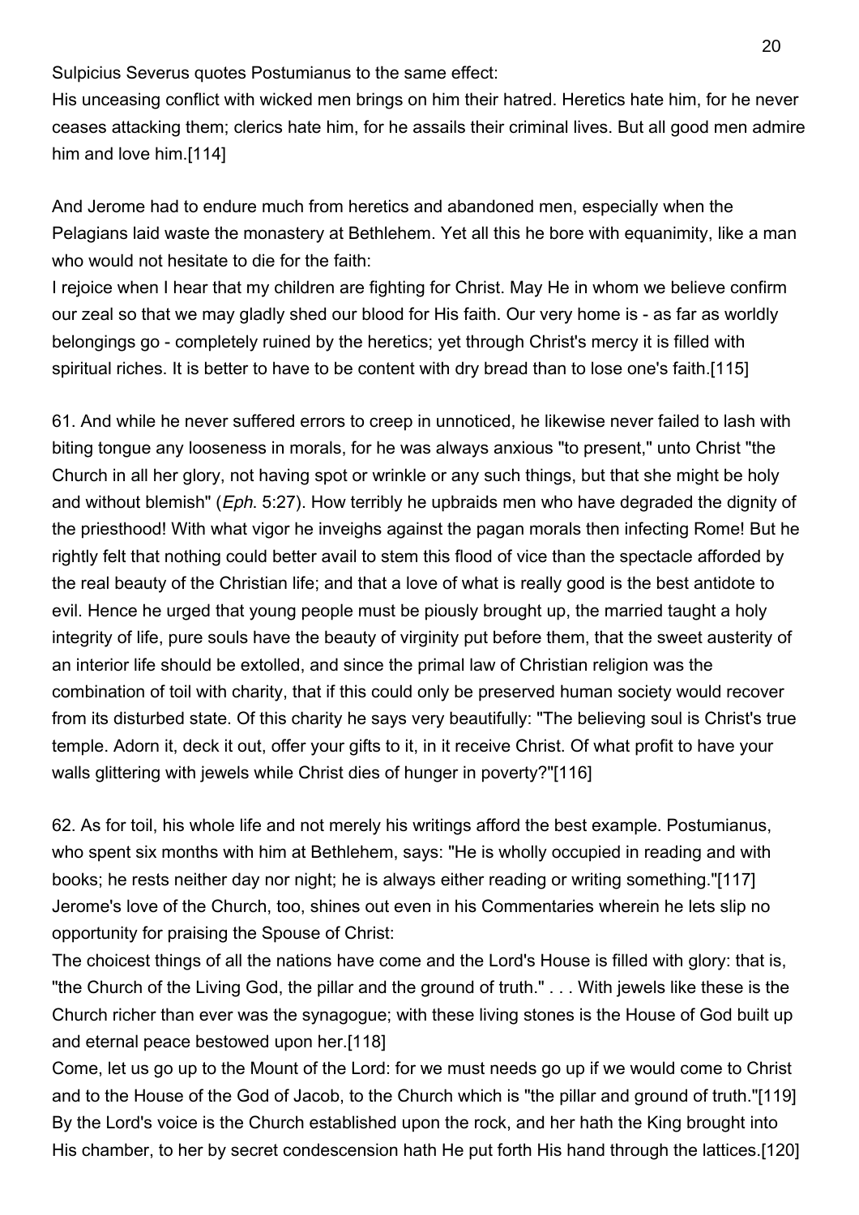Sulpicius Severus quotes Postumianus to the same effect:

His unceasing conflict with wicked men brings on him their hatred. Heretics hate him, for he never ceases attacking them; clerics hate him, for he assails their criminal lives. But all good men admire him and love him.[114]

And Jerome had to endure much from heretics and abandoned men, especially when the Pelagians laid waste the monastery at Bethlehem. Yet all this he bore with equanimity, like a man who would not hesitate to die for the faith:

I rejoice when I hear that my children are fighting for Christ. May He in whom we believe confirm our zeal so that we may gladly shed our blood for His faith. Our very home is - as far as worldly belongings go - completely ruined by the heretics; yet through Christ's mercy it is filled with spiritual riches. It is better to have to be content with dry bread than to lose one's faith.[115]

61. And while he never suffered errors to creep in unnoticed, he likewise never failed to lash with biting tongue any looseness in morals, for he was always anxious "to present," unto Christ "the Church in all her glory, not having spot or wrinkle or any such things, but that she might be holy and without blemish" (*Eph.* 5:27). How terribly he upbraids men who have degraded the dignity of the priesthood! With what vigor he inveighs against the pagan morals then infecting Rome! But he rightly felt that nothing could better avail to stem this flood of vice than the spectacle afforded by the real beauty of the Christian life; and that a love of what is really good is the best antidote to evil. Hence he urged that young people must be piously brought up, the married taught a holy integrity of life, pure souls have the beauty of virginity put before them, that the sweet austerity of an interior life should be extolled, and since the primal law of Christian religion was the combination of toil with charity, that if this could only be preserved human society would recover from its disturbed state. Of this charity he says very beautifully: "The believing soul is Christ's true temple. Adorn it, deck it out, offer your gifts to it, in it receive Christ. Of what profit to have your walls glittering with jewels while Christ dies of hunger in poverty?"[116]

62. As for toil, his whole life and not merely his writings afford the best example. Postumianus, who spent six months with him at Bethlehem, says: "He is wholly occupied in reading and with books; he rests neither day nor night; he is always either reading or writing something."[117] Jerome's love of the Church, too, shines out even in his Commentaries wherein he lets slip no opportunity for praising the Spouse of Christ:

The choicest things of all the nations have come and the Lord's House is filled with glory: that is, "the Church of the Living God, the pillar and the ground of truth." . . . With jewels like these is the Church richer than ever was the synagogue; with these living stones is the House of God built up and eternal peace bestowed upon her.[118]

Come, let us go up to the Mount of the Lord: for we must needs go up if we would come to Christ and to the House of the God of Jacob, to the Church which is "the pillar and ground of truth."[119]

By the Lord's voice is the Church established upon the rock, and her hath the King brought into His chamber, to her by secret condescension hath He put forth His hand through the lattices.[120]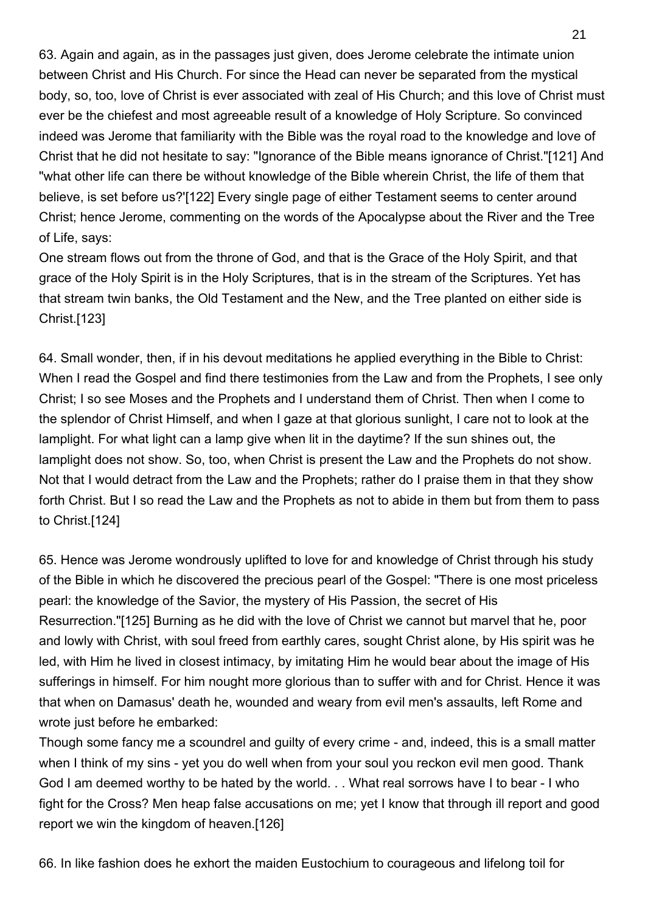63. Again and again, as in the passages just given, does Jerome celebrate the intimate union between Christ and His Church. For since the Head can never be separated from the mystical body, so, too, love of Christ is ever associated with zeal of His Church; and this love of Christ must ever be the chiefest and most agreeable result of a knowledge of Holy Scripture. So convinced indeed was Jerome that familiarity with the Bible was the royal road to the knowledge and love of Christ that he did not hesitate to say: "Ignorance of the Bible means ignorance of Christ."[121] And "what other life can there be without knowledge of the Bible wherein Christ, the life of them that believe, is set before us?'[122] Every single page of either Testament seems to center around Christ; hence Jerome, commenting on the words of the Apocalypse about the River and the Tree of Life, says:

One stream flows out from the throne of God, and that is the Grace of the Holy Spirit, and that grace of the Holy Spirit is in the Holy Scriptures, that is in the stream of the Scriptures. Yet has that stream twin banks, the Old Testament and the New, and the Tree planted on either side is Christ.[123]

64. Small wonder, then, if in his devout meditations he applied everything in the Bible to Christ: When I read the Gospel and find there testimonies from the Law and from the Prophets, I see only Christ; I so see Moses and the Prophets and I understand them of Christ. Then when I come to the splendor of Christ Himself, and when I gaze at that glorious sunlight, I care not to look at the lamplight. For what light can a lamp give when lit in the daytime? If the sun shines out, the lamplight does not show. So, too, when Christ is present the Law and the Prophets do not show. Not that I would detract from the Law and the Prophets; rather do I praise them in that they show forth Christ. But I so read the Law and the Prophets as not to abide in them but from them to pass to Christ.[124]

65. Hence was Jerome wondrously uplifted to love for and knowledge of Christ through his study of the Bible in which he discovered the precious pearl of the Gospel: "There is one most priceless pearl: the knowledge of the Savior, the mystery of His Passion, the secret of His Resurrection."[125] Burning as he did with the love of Christ we cannot but marvel that he, poor and lowly with Christ, with soul freed from earthly cares, sought Christ alone, by His spirit was he led, with Him he lived in closest intimacy, by imitating Him he would bear about the image of His sufferings in himself. For him nought more glorious than to suffer with and for Christ. Hence it was that when on Damasus' death he, wounded and weary from evil men's assaults, left Rome and wrote just before he embarked:

Though some fancy me a scoundrel and guilty of every crime - and, indeed, this is a small matter when I think of my sins - yet you do well when from your soul you reckon evil men good. Thank God I am deemed worthy to be hated by the world. . . What real sorrows have I to bear - I who fight for the Cross? Men heap false accusations on me; yet I know that through ill report and good report we win the kingdom of heaven.[126]

66. In like fashion does he exhort the maiden Eustochium to courageous and lifelong toil for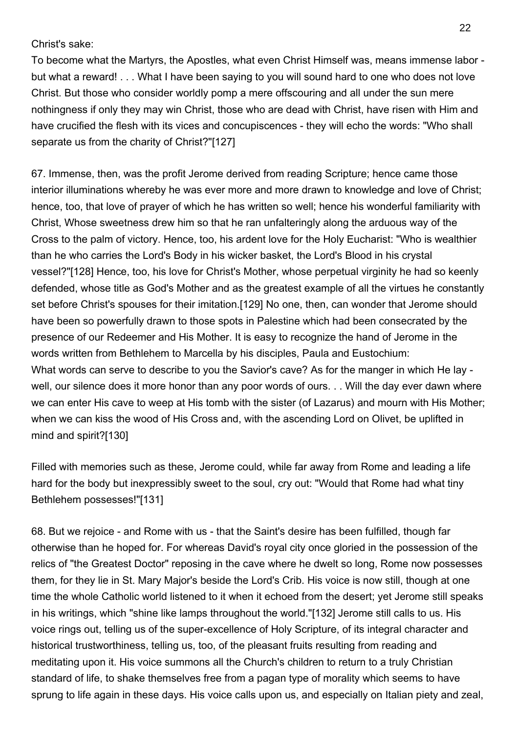Christ's sake:

To become what the Martyrs, the Apostles, what even Christ Himself was, means immense labor - but what a reward! . . . What I have been saying to you will sound hard to one who does not love Christ. But those who consider worldly pomp a mere offscouring and all under the sun mere nothingness if only they may win Christ, those who are dead with Christ, have risen with Him and have crucified the flesh with its vices and concupiscences - they will echo the words: "Who shall separate us from the charity of Christ?"[127]

67. Immense, then, was the profit Jerome derived from reading Scripture; hence came those interior illuminations whereby he was ever more and more drawn to knowledge and love of Christ; hence, too, that love of prayer of which he has written so well; hence his wonderful familiarity with Christ, Whose sweetness drew him so that he ran unfalteringly along the arduous way of the Cross to the palm of victory. Hence, too, his ardent love for the Holy Eucharist: "Who is wealthier than he who carries the Lord's Body in his wicker basket, the Lord's Blood in his crystal vessel?"[128] Hence, too, his love for Christ's Mother, whose perpetual virginity he had so keenly defended, whose title as God's Mother and as the greatest example of all the virtues he constantly set before Christ's spouses for their imitation.[129] No one, then, can wonder that Jerome should have been so powerfully drawn to those spots in Palestine which had been consecrated by the presence of our Redeemer and His Mother. It is easy to recognize the hand of Jerome in the words written from Bethlehem to Marcella by his disciples, Paula and Eustochium:

What words can serve to describe to you the Savior's cave? As for the manger in which He lay - well, our silence does it more honor than any poor words of ours. . . Will the day ever dawn where we can enter His cave to weep at His tomb with the sister (of Lazarus) and mourn with His Mother; when we can kiss the wood of His Cross and, with the ascending Lord on Olivet, be uplifted in mind and spirit?[130]

Filled with memories such as these, Jerome could, while far away from Rome and leading a life hard for the body but inexpressibly sweet to the soul, cry out: "Would that Rome had what tiny Bethlehem possesses!"[131]

68. But we rejoice - and Rome with us - that the Saint's desire has been fulfilled, though far otherwise than he hoped for. For whereas David's royal city once gloried in the possession of the relics of "the Greatest Doctor" reposing in the cave where he dwelt so long, Rome now possesses them, for they lie in St. Mary Major's beside the Lord's Crib. His voice is now still, though at one time the whole Catholic world listened to it when it echoed from the desert; yet Jerome still speaks in his writings, which "shine like lamps throughout the world."[132] Jerome still calls to us. His voice rings out, telling us of the super-excellence of Holy Scripture, of its integral character and historical trustworthiness, telling us, too, of the pleasant fruits resulting from reading and meditating upon it. His voice summons all the Church's children to return to a truly Christian standard of life, to shake themselves free from a pagan type of morality which seems to have sprung to life again in these days. His voice calls upon us, and especially on Italian piety and zeal,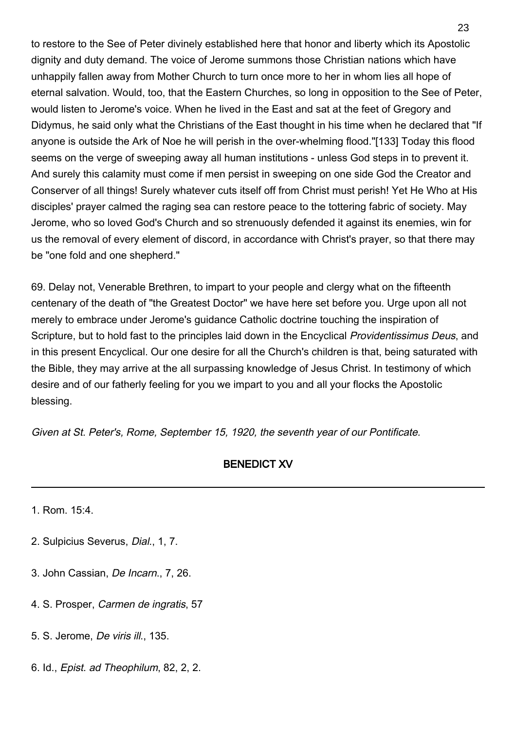to restore to the See of Peter divinely established here that honor and liberty which its Apostolic dignity and duty demand. The voice of Jerome summons those Christian nations which have unhappily fallen away from Mother Church to turn once more to her in whom lies all hope of eternal salvation. Would, too, that the Eastern Churches, so long in opposition to the See of Peter, would listen to Jerome's voice. When he lived in the East and sat at the feet of Gregory and Didymus, he said only what the Christians of the East thought in his time when he declared that "If anyone is outside the Ark of Noe he will perish in the over-whelming flood."[133] Today this flood seems on the verge of sweeping away all human institutions - unless God steps in to prevent it. And surely this calamity must come if men persist in sweeping on one side God the Creator and Conserver of all things! Surely whatever cuts itself off from Christ must perish! Yet He Who at His disciples' prayer calmed the raging sea can restore peace to the tottering fabric of society. May Jerome, who so loved God's Church and so strenuously defended it against its enemies, win for us the removal of every element of discord, in accordance with Christ's prayer, so that there may be "one fold and one shepherd."

69. Delay not, Venerable Brethren, to impart to your people and clergy what on the fifteenth centenary of the death of "the Greatest Doctor" we have here set before you. Urge upon all not merely to embrace under Jerome's guidance Catholic doctrine touching the inspiration of Scripture, but to hold fast to the principles laid down in the Encyclical *Providentissimus Deus*, and in this present Encyclical. Our one desire for all the Church's children is that, being saturated with the Bible, they may arrive at the all surpassing knowledge of Jesus Christ. In testimony of which desire and of our fatherly feeling for you we impart to you and all your flocks the Apostolic blessing.

*Given at St. Peter's, Rome, September 15, 1920, the seventh year of our Pontificate.*

**BENEDICT XV**

---

1. Rom. 15:4.

2. Sulpicius Severus, *Dial.*, 1, 7.

3. John Cassian, *De Incarn.*, 7, 26.

4. S. Prosper, *Carmen de ingratis*, 57

5. S. Jerome, *De viris ill.*, 135.

6. Id., *Epist. ad Theophilum*, 82, 2, 2.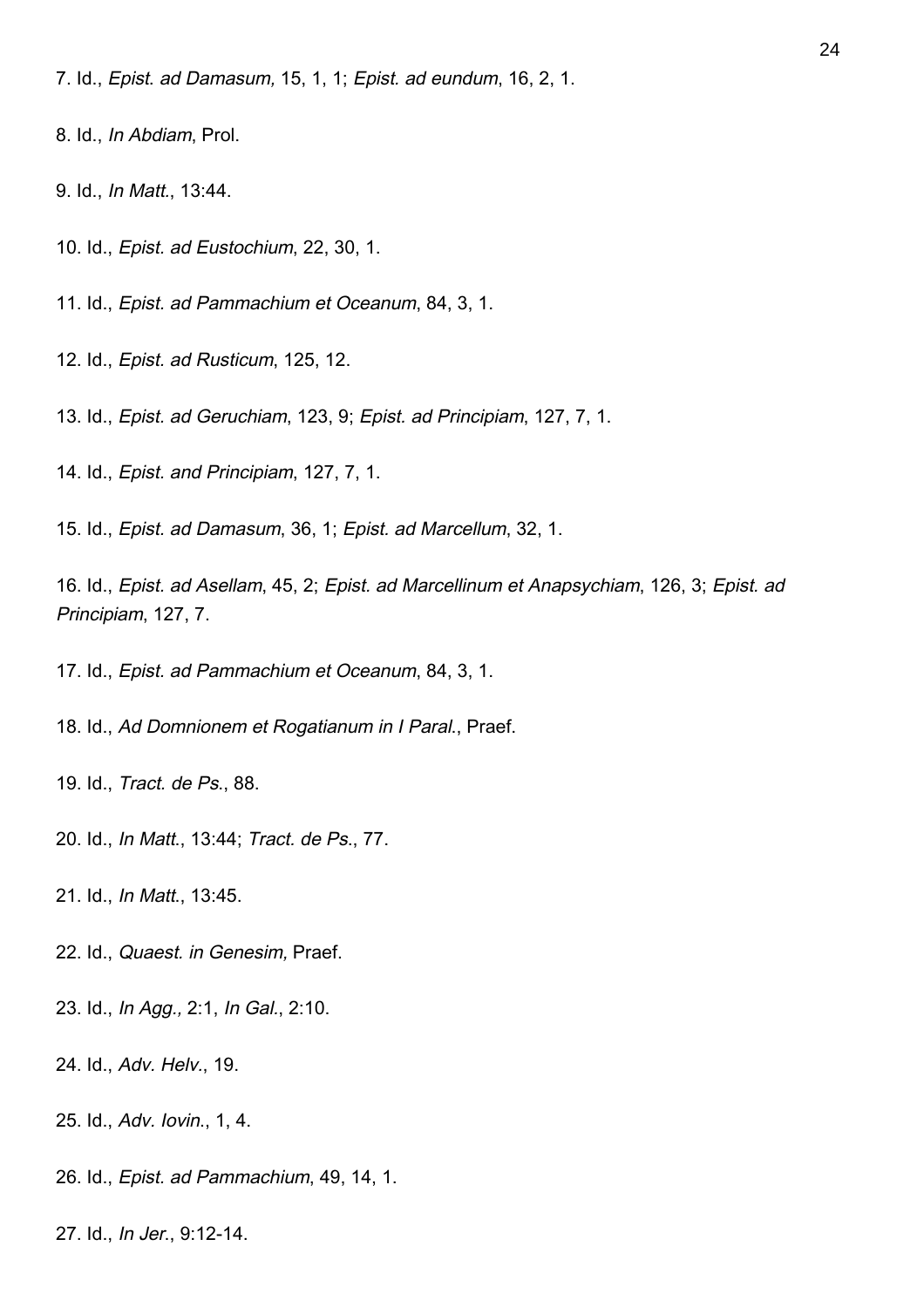7. Id., *Epist. ad Damasum,* 15, 1, 1; *Epist. ad eundum*, 16, 2, 1.

8. Id., *In Abdiam*, Prol.

9. Id., *In Matt.*, 13:44.

10. Id., *Epist. ad Eustochium*, 22, 30, 1.

11. Id., *Epist. ad Pammachium et Oceanum*, 84, 3, 1.

12. Id., *Epist. ad Rusticum*, 125, 12.

13. Id., *Epist. ad Geruchiam*, 123, 9; *Epist. ad Principiam*, 127, 7, 1.

14. Id., *Epist. and Principiam*, 127, 7, 1.

15. Id., *Epist. ad Damasum*, 36, 1; *Epist. ad Marcellum*, 32, 1.

16. Id., *Epist. ad Asellam*, 45, 2; *Epist. ad Marcellinum et Anapsychiam*, 126, 3; *Epist. ad Principiam*, 127, 7.

17. Id., *Epist. ad Pammachium et Oceanum*, 84, 3, 1.

18. Id., *Ad Domnionem et Rogatianum in I Paral.*, Praef.

19. Id., *Tract. de Ps.*, 88.

20. Id., *In Matt.*, 13:44; *Tract. de Ps.*, 77.

21. Id., *In Matt.*, 13:45.

22. Id., *Quaest. in Genesim,* Praef.

23. Id., *In Agg.,* 2:1, *In Gal.*, 2:10.

24. Id., *Adv. Helv.*, 19.

25. Id., *Adv. Iovin.*, 1, 4.

26. Id., *Epist. ad Pammachium*, 49, 14, 1.

27. Id., *In Jer.*, 9:12-14.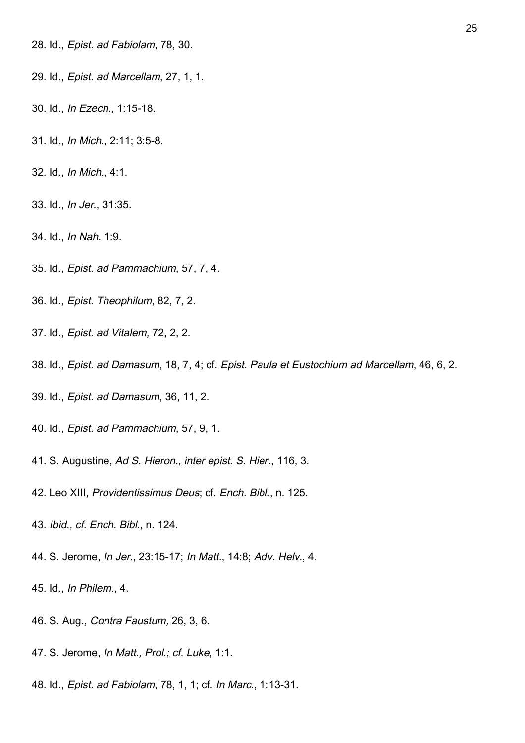28. Id., *Epist. ad Fabiolam*, 78, 30.

29. Id., *Epist. ad Marcellam*, 27, 1, 1.

30. Id., *In Ezech.*, 1:15-18.

31. Id., *In Mich.*, 2:11; 3:5-8.

32. Id., *In Mich.*, 4:1.

33. Id., *In Jer.*, 31:35.

34. Id., *In Nah.* 1:9.

35. Id., *Epist. ad Pammachium*, 57, 7, 4.

36. Id., *Epist. Theophilum*, 82, 7, 2.

37. Id., *Epist. ad Vitalem,* 72, 2, 2.

38. Id., *Epist. ad Damasum*, 18, 7, 4; cf. *Epist. Paula et Eustochium ad Marcellam*, 46, 6, 2.

39. Id., *Epist. ad Damasum*, 36, 11, 2.

40. Id., *Epist. ad Pammachium*, 57, 9, 1.

41. S. Augustine, *Ad S. Hieron., inter epist. S. Hier.*, 116, 3.

42. Leo XIII, *Providentissimus Deus*; cf. *Ench. Bibl.*, n. 125.

43. *Ibid., cf. Ench. Bibl.*, n. 124.

44. S. Jerome, *In Jer.*, 23:15-17; *In Matt.*, 14:8; *Adv. Helv.*, 4.

45. Id., *In Philem.*, 4.

46. S. Aug., *Contra Faustum,* 26, 3, 6.

47. S. Jerome, *In Matt., Prol.; cf. Luke*, 1:1.

48. Id., *Epist. ad Fabiolam*, 78, 1, 1; cf. *In Marc.*, 1:13-31.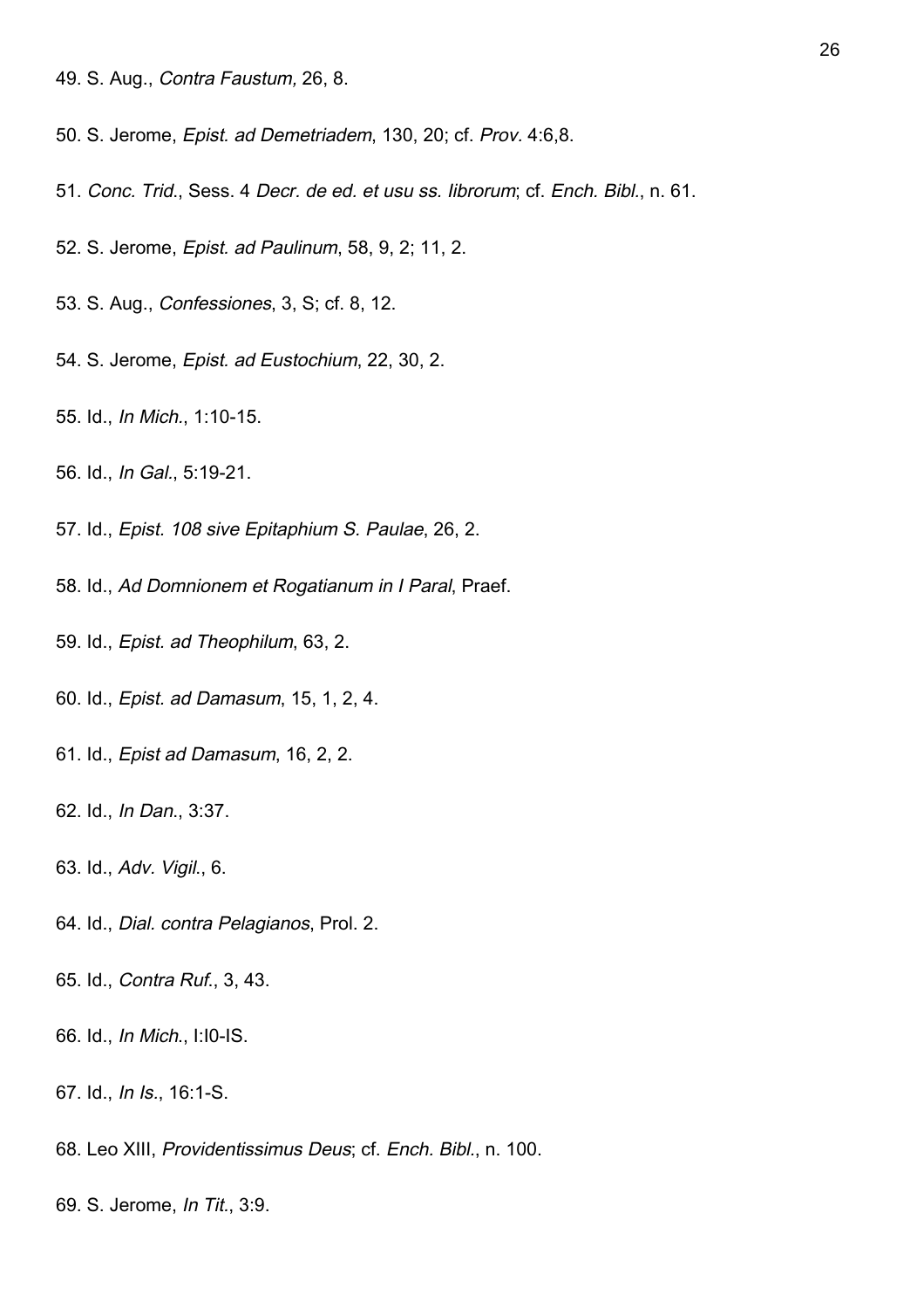49. S. Aug., *Contra Faustum,* 26, 8.

50. S. Jerome, *Epist. ad Demetriadem*, 130, 20; cf. *Prov.* 4:6,8.

51. *Conc. Trid.*, Sess. 4 *Decr. de ed. et usu ss. librorum*; cf. *Ench. Bibl.*, n. 61.

52. S. Jerome, *Epist. ad Paulinum*, 58, 9, 2; 11, 2.

53. S. Aug., *Confessiones*, 3, S; cf. 8, 12.

54. S. Jerome, *Epist. ad Eustochium*, 22, 30, 2.

55. Id., *In Mich.*, 1:10-15.

56. Id., *In Gal.*, 5:19-21.

57. Id., *Epist. 108 sive Epitaphium S. Paulae*, 26, 2.

58. Id., *Ad Domnionem et Rogatianum in I Paral*, Praef.

59. Id., *Epist. ad Theophilum*, 63, 2.

60. Id., *Epist. ad Damasum*, 15, 1, 2, 4.

61. Id., *Epist ad Damasum*, 16, 2, 2.

62. Id., *In Dan.*, 3:37.

63. Id., *Adv. Vigil.*, 6.

64. Id., *Dial. contra Pelagianos*, Prol. 2.

65. Id., *Contra Ruf.*, 3, 43.

66. Id., *In Mich.*, I:I0-IS.

67. Id., *In Is.*, 16:1-S.

68. Leo XIII, *Providentissimus Deus*; cf. *Ench. Bibl.*, n. 100.

69. S. Jerome, *In Tit.*, 3:9.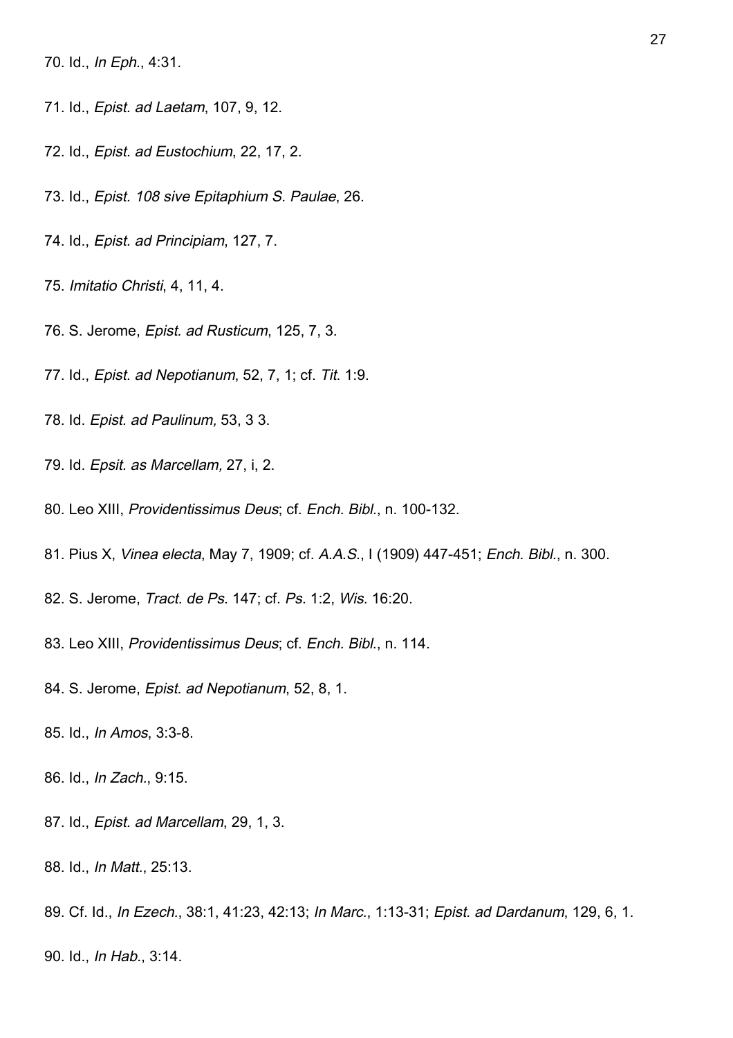70. Id., *In Eph.*, 4:31.

71. Id., *Epist. ad Laetam*, 107, 9, 12.

72. Id., *Epist. ad Eustochium*, 22, 17, 2.

73. Id., *Epist. 108 sive Epitaphium S. Paulae*, 26.

74. Id., *Epist. ad Principiam*, 127, 7.

75. *Imitatio Christi*, 4, 11, 4.

76. S. Jerome, *Epist. ad Rusticum*, 125, 7, 3.

77. Id., *Epist. ad Nepotianum*, 52, 7, 1; cf. *Tit.* 1:9.

78. Id. *Epist. ad Paulinum,* 53, 3 3.

79. Id. *Epsit. as Marcellam,* 27, i, 2.

80. Leo XIII, *Providentissimus Deus*; cf. *Ench. Bibl.*, n. 100-132.

81. Pius X, *Vinea electa*, May 7, 1909; cf. *A.A.S.*, I (1909) 447-451; *Ench. Bibl.*, n. 300.

82. S. Jerome, *Tract. de Ps.* 147; cf. *Ps.* 1:2, *Wis.* 16:20.

83. Leo XIII, *Providentissimus Deus*; cf. *Ench. Bibl.*, n. 114.

84. S. Jerome, *Epist. ad Nepotianum*, 52, 8, 1.

85. Id., *In Amos*, 3:3-8.

86. Id., *In Zach.*, 9:15.

87. Id., *Epist. ad Marcellam*, 29, 1, 3.

88. Id., *In Matt.*, 25:13.

89. Cf. Id., *In Ezech.*, 38:1, 41:23, 42:13; *In Marc.*, 1:13-31; *Epist. ad Dardanum*, 129, 6, 1.

90. Id., *In Hab.*, 3:14.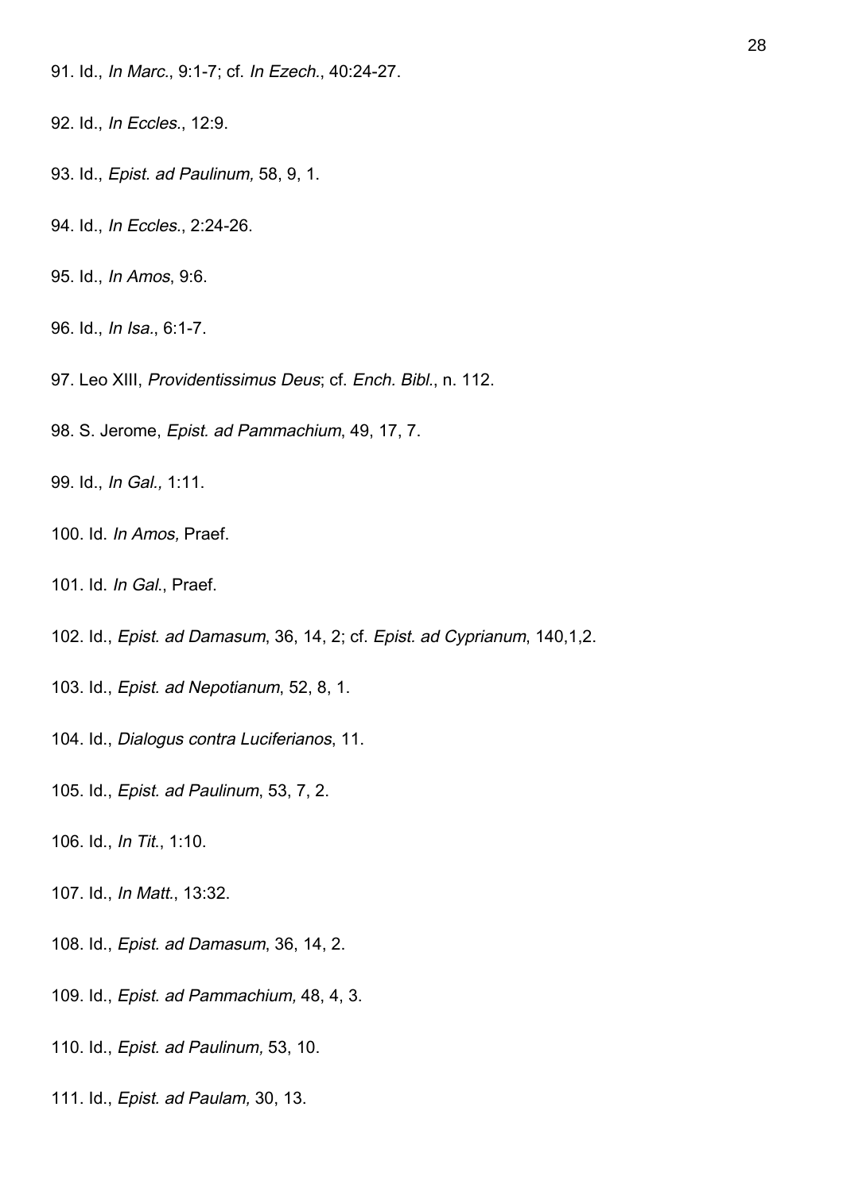91. Id., *In Marc.*, 9:1-7; cf. *In Ezech.*, 40:24-27.

92. Id., *In Eccles.*, 12:9.

93. Id., *Epist. ad Paulinum,* 58, 9, 1.

94. Id., *In Eccles.*, 2:24-26.

95. Id., *In Amos*, 9:6.

96. Id., *In Isa.*, 6:1-7.

97. Leo XIII, *Providentissimus Deus*; cf. *Ench. Bibl.*, n. 112.

98. S. Jerome, *Epist. ad Pammachium*, 49, 17, 7.

99. Id., *In Gal.,* 1:11.

100. Id. *In Amos,* Praef.

101. Id. *In Gal.*, Praef.

102. Id., *Epist. ad Damasum*, 36, 14, 2; cf. *Epist. ad Cyprianum*, 140,1,2.

103. Id., *Epist. ad Nepotianum*, 52, 8, 1.

104. Id., *Dialogus contra Luciferianos*, 11.

105. Id., *Epist. ad Paulinum*, 53, 7, 2.

106. Id., *In Tit.*, 1:10.

107. Id., *In Matt.*, 13:32.

108. Id., *Epist. ad Damasum*, 36, 14, 2.

109. Id., *Epist. ad Pammachium,* 48, 4, 3.

110. Id., *Epist. ad Paulinum,* 53, 10.

111. Id., *Epist. ad Paulam,* 30, 13.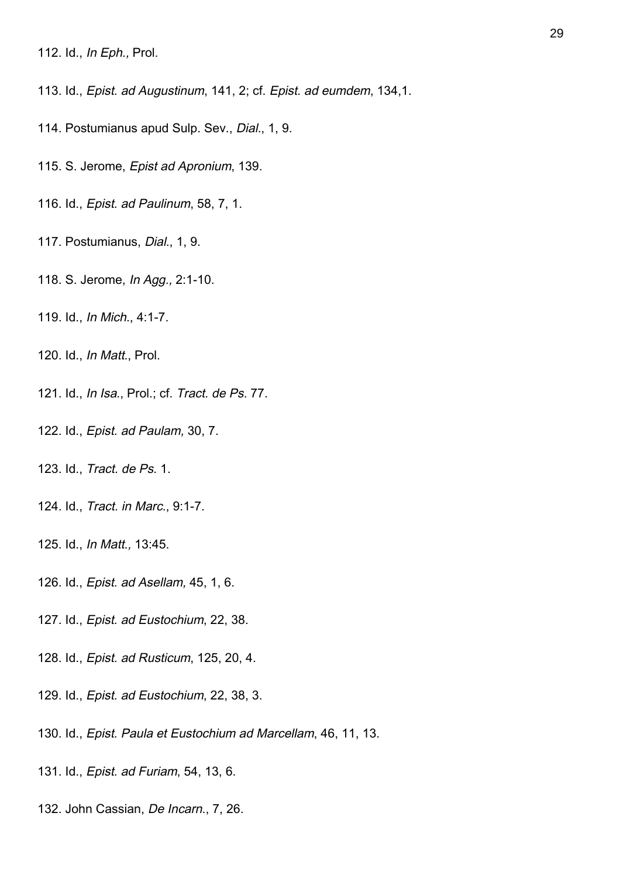112. Id., *In Eph.,* Prol.

113. Id., *Epist. ad Augustinum*, 141, 2; cf. *Epist. ad eumdem*, 134,1.

114. Postumianus apud Sulp. Sev., *Dial*., 1, 9.

115. S. Jerome, *Epist ad Apronium*, 139.

116. Id., *Epist. ad Paulinum*, 58, 7, 1.

117. Postumianus, *Dial*., 1, 9.

118. S. Jerome, *In Agg.,* 2:1-10.

119. Id., *In Mich*., 4:1-7.

120. Id., *In Matt*., Prol.

121. Id., *In Isa*., Prol.; cf. *Tract. de Ps.* 77.

122. Id., *Epist. ad Paulam,* 30, 7.

123. Id., *Tract. de Ps.* 1.

124. Id., *Tract. in Marc*., 9:1-7.

125. Id., *In Matt.,* 13:45.

126. Id., *Epist. ad Asellam,* 45, 1, 6.

127. Id., *Epist. ad Eustochium*, 22, 38.

128. Id., *Epist. ad Rusticum*, 125, 20, 4.

129. Id., *Epist. ad Eustochium*, 22, 38, 3.

130. Id., *Epist. Paula et Eustochium ad Marcellam*, 46, 11, 13.

131. Id., *Epist. ad Furiam*, 54, 13, 6.

132. John Cassian, *De Incarn*., 7, 26.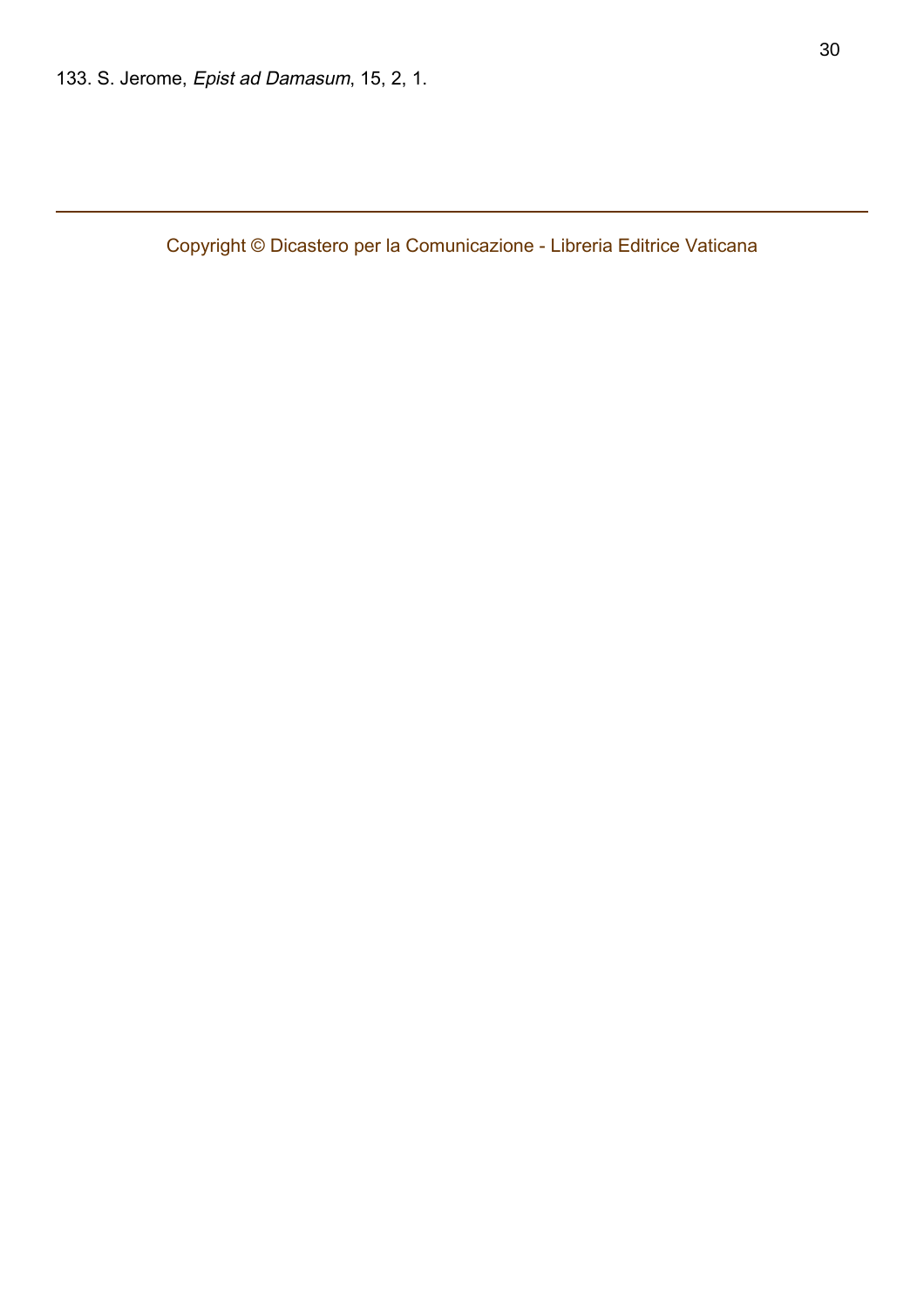133. S. Jerome, *Epist ad Damasum*, 15, 2, 1.

---

Copyright © Dicastero per la Comunicazione - Libreria Editrice Vaticana